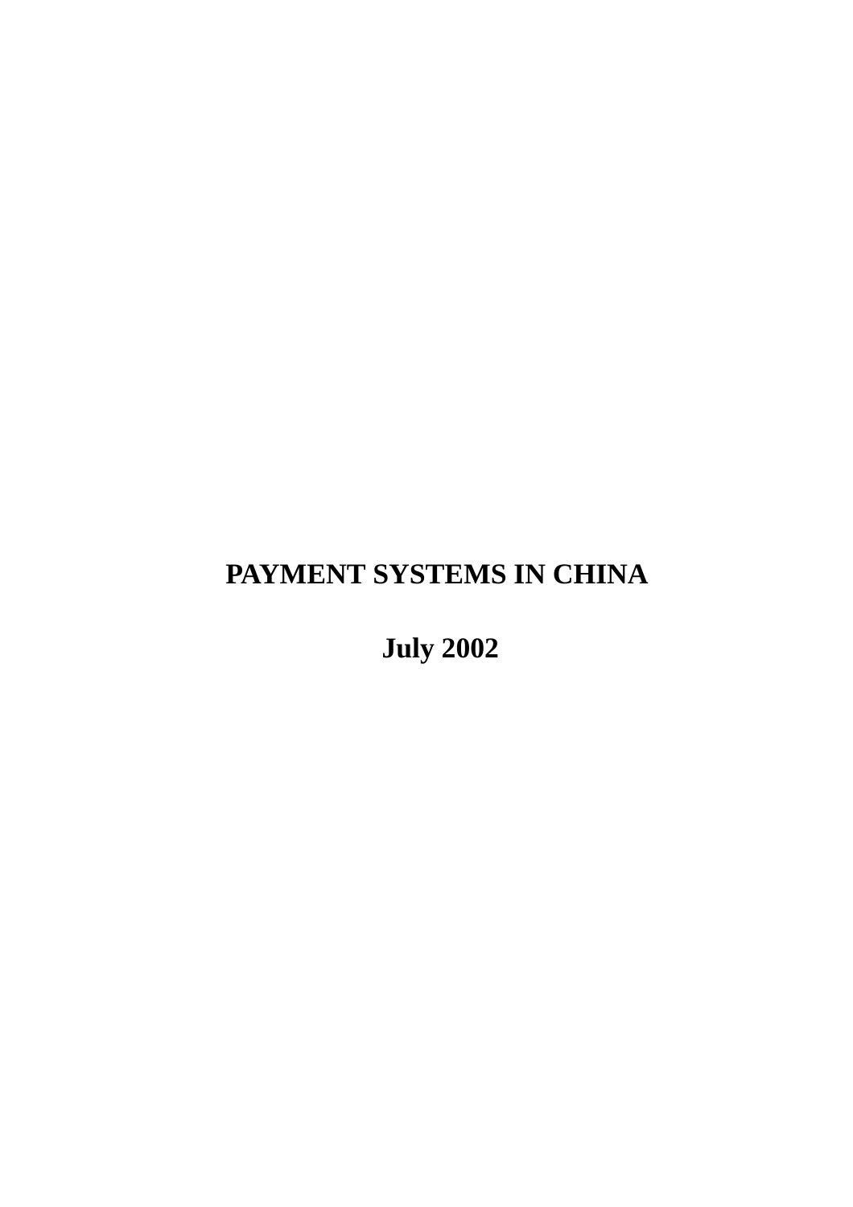# PAYMENT SYSTEMS IN CHINA

**July 2002**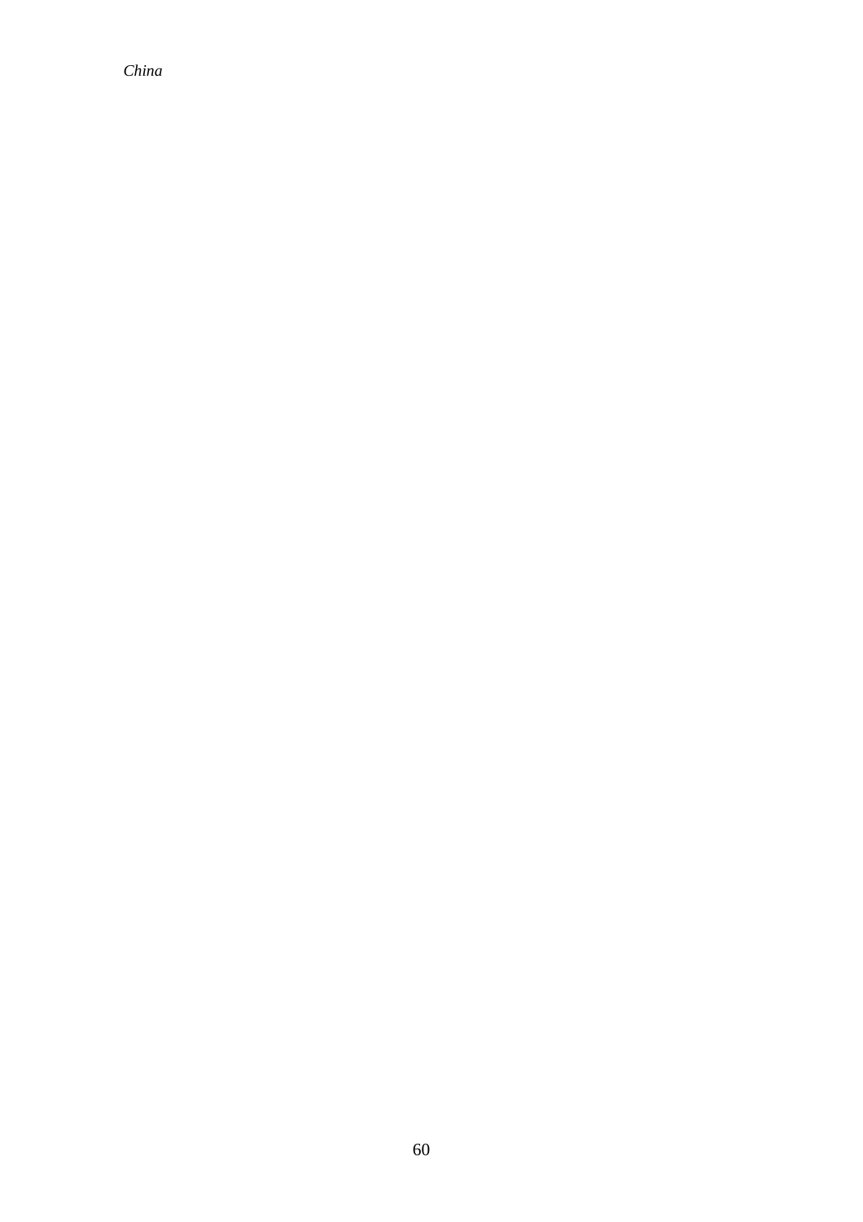*China*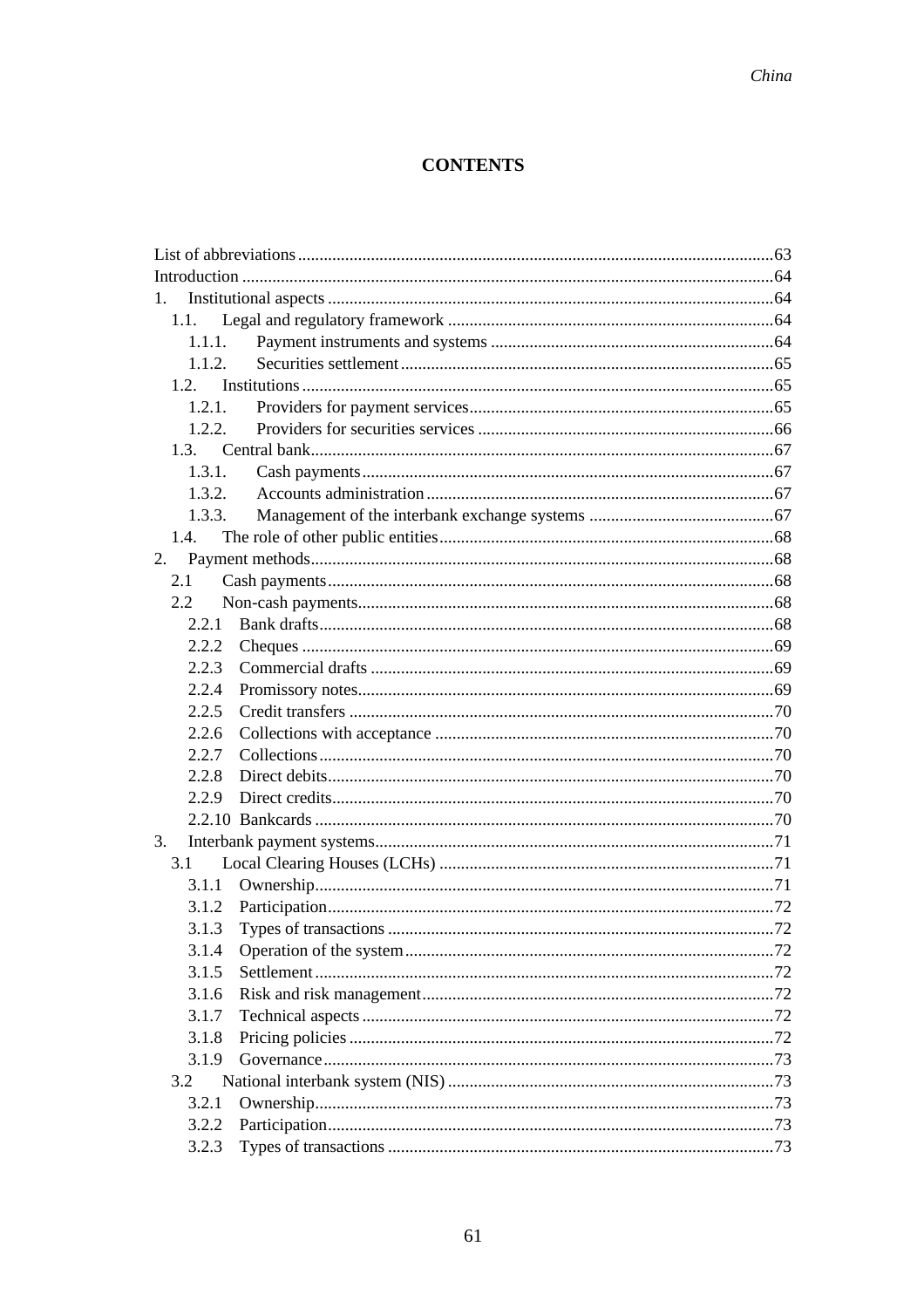# CONTENTS

List of abbreviations ..... 63
Introduction ..... 64
1. Institutional aspects ..... 64
  1.1. Legal and regulatory framework ..... 64
    1.1.1. Payment instruments and systems ..... 64
    1.1.2. Securities settlement ..... 65
  1.2. Institutions ..... 65
    1.2.1. Providers for payment services ..... 65
    1.2.2. Providers for securities services ..... 66
  1.3. Central bank ..... 67
    1.3.1. Cash payments ..... 67
    1.3.2. Accounts administration ..... 67
    1.3.3. Management of the interbank exchange systems ..... 67
  1.4. The role of other public entities ..... 68
2. Payment methods ..... 68
  2.1 Cash payments ..... 68
  2.2 Non-cash payments ..... 68
    2.2.1 Bank drafts ..... 68
    2.2.2 Cheques ..... 69
    2.2.3 Commercial drafts ..... 69
    2.2.4 Promissory notes ..... 69
    2.2.5 Credit transfers ..... 70
    2.2.6 Collections with acceptance ..... 70
    2.2.7 Collections ..... 70
    2.2.8 Direct debits ..... 70
    2.2.9 Direct credits ..... 70
    2.2.10 Bankcards ..... 70
3. Interbank payment systems ..... 71
  3.1 Local Clearing Houses (LCHs) ..... 71
    3.1.1 Ownership ..... 71
    3.1.2 Participation ..... 72
    3.1.3 Types of transactions ..... 72
    3.1.4 Operation of the system ..... 72
    3.1.5 Settlement ..... 72
    3.1.6 Risk and risk management ..... 72
    3.1.7 Technical aspects ..... 72
    3.1.8 Pricing policies ..... 72
    3.1.9 Governance ..... 73
  3.2 National interbank system (NIS) ..... 73
    3.2.1 Ownership ..... 73
    3.2.2 Participation ..... 73
    3.2.3 Types of transactions ..... 73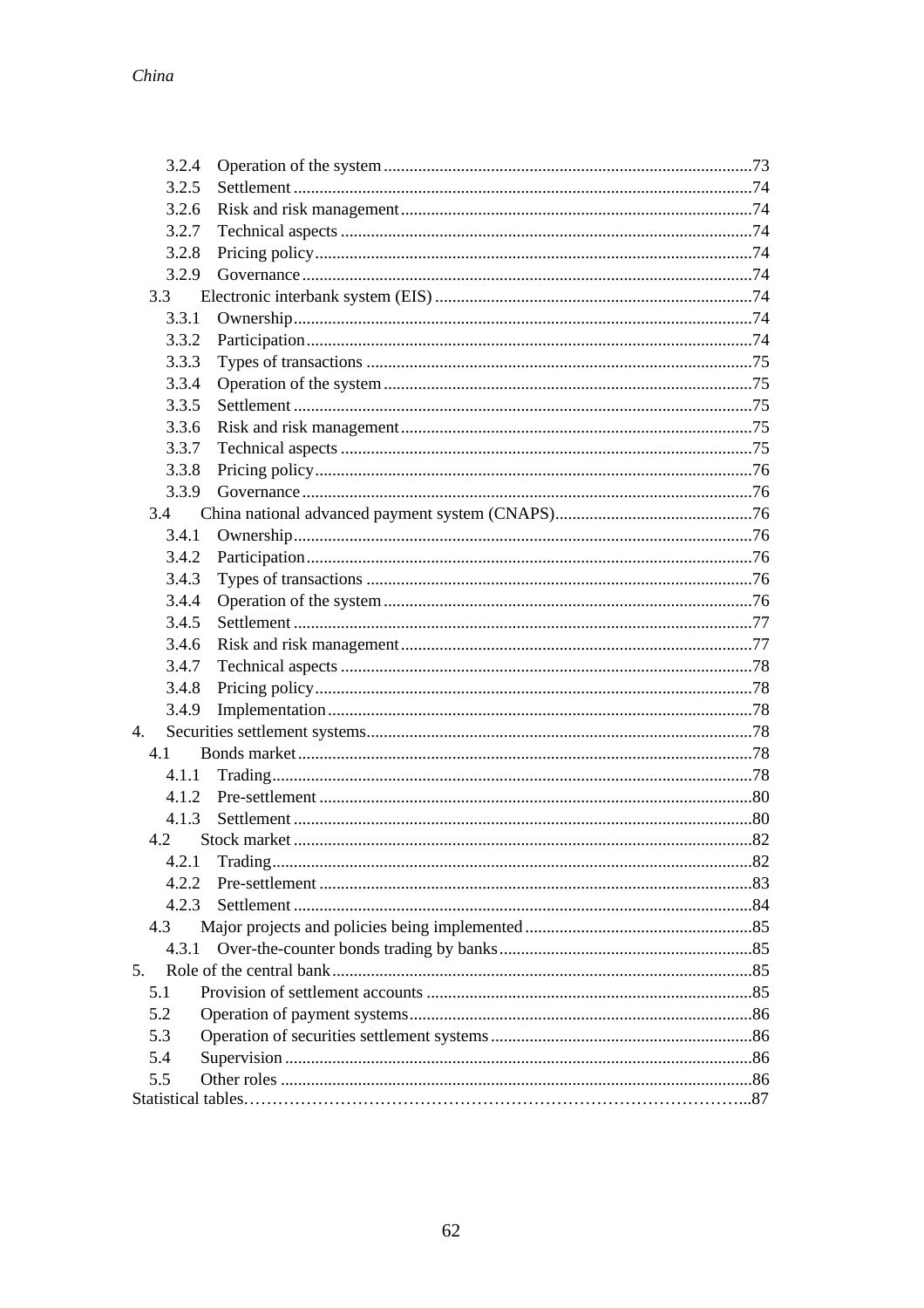3.2.4 Operation of the system ....................................................................................73
3.2.5 Settlement ..........................................................................................................74
3.2.6 Risk and risk management .................................................................................74
3.2.7 Technical aspects ...............................................................................................74
3.2.8 Pricing policy.....................................................................................................74
3.2.9 Governance ........................................................................................................74

3.3 Electronic interbank system (EIS) .........................................................................74

3.3.1 Ownership..........................................................................................................74
3.3.2 Participation.......................................................................................................74
3.3.3 Types of transactions .........................................................................................75
3.3.4 Operation of the system .....................................................................................75
3.3.5 Settlement ..........................................................................................................75
3.3.6 Risk and risk management .................................................................................75
3.3.7 Technical aspects ...............................................................................................75
3.3.8 Pricing policy.....................................................................................................76
3.3.9 Governance ........................................................................................................76

3.4 China national advanced payment system (CNAPS).............................................76

3.4.1 Ownership..........................................................................................................76
3.4.2 Participation.......................................................................................................76
3.4.3 Types of transactions .........................................................................................76
3.4.4 Operation of the system .....................................................................................76
3.4.5 Settlement ..........................................................................................................77
3.4.6 Risk and risk management .................................................................................77
3.4.7 Technical aspects ...............................................................................................78
3.4.8 Pricing policy.....................................................................................................78
3.4.9 Implementation..................................................................................................78

4. Securities settlement systems.........................................................................................78

4.1 Bonds market .........................................................................................................78

4.1.1 Trading...............................................................................................................78
4.1.2 Pre-settlement ....................................................................................................80
4.1.3 Settlement ..........................................................................................................80

4.2 Stock market ..........................................................................................................82

4.2.1 Trading...............................................................................................................82
4.2.2 Pre-settlement ....................................................................................................83
4.2.3 Settlement ..........................................................................................................84

4.3 Major projects and policies being implemented ....................................................85

4.3.1 Over-the-counter bonds trading by banks ...........................................................85

5. Role of the central bank.................................................................................................85

5.1 Provision of settlement accounts ...........................................................................85
5.2 Operation of payment systems...............................................................................86
5.3 Operation of securities settlement systems............................................................86
5.4 Supervision ............................................................................................................86
5.5 Other roles .............................................................................................................86

Statistical tables……………………………………………………………………………...87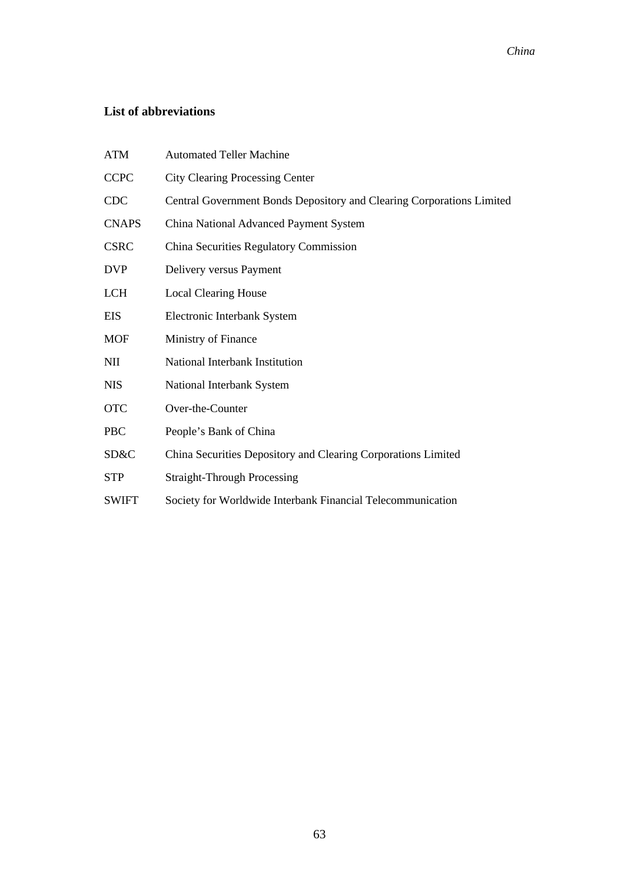## List of abbreviations

| | |
|---|---|
| ATM | Automated Teller Machine |
| CCPC | City Clearing Processing Center |
| CDC | Central Government Bonds Depository and Clearing Corporations Limited |
| CNAPS | China National Advanced Payment System |
| CSRC | China Securities Regulatory Commission |
| DVP | Delivery versus Payment |
| LCH | Local Clearing House |
| EIS | Electronic Interbank System |
| MOF | Ministry of Finance |
| NII | National Interbank Institution |
| NIS | National Interbank System |
| OTC | Over-the-Counter |
| PBC | People's Bank of China |
| SD&C | China Securities Depository and Clearing Corporations Limited |
| STP | Straight-Through Processing |
| SWIFT | Society for Worldwide Interbank Financial Telecommunication |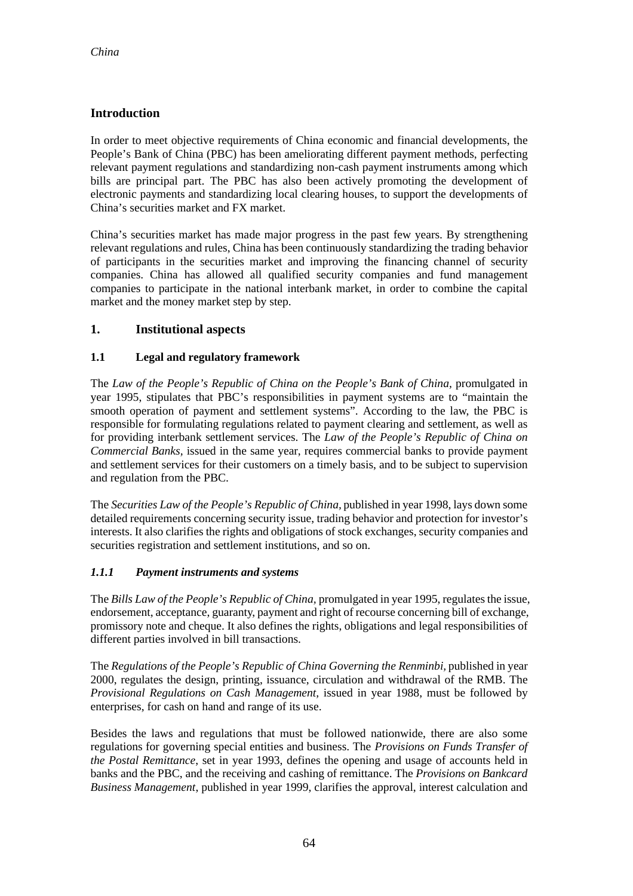## Introduction

In order to meet objective requirements of China economic and financial developments, the People's Bank of China (PBC) has been ameliorating different payment methods, perfecting relevant payment regulations and standardizing non-cash payment instruments among which bills are principal part. The PBC has also been actively promoting the development of electronic payments and standardizing local clearing houses, to support the developments of China's securities market and FX market.

China's securities market has made major progress in the past few years. By strengthening relevant regulations and rules, China has been continuously standardizing the trading behavior of participants in the securities market and improving the financing channel of security companies. China has allowed all qualified security companies and fund management companies to participate in the national interbank market, in order to combine the capital market and the money market step by step.

## 1. Institutional aspects

### 1.1 Legal and regulatory framework

The *Law of the People's Republic of China on the People's Bank of China*, promulgated in year 1995, stipulates that PBC's responsibilities in payment systems are to "maintain the smooth operation of payment and settlement systems". According to the law, the PBC is responsible for formulating regulations related to payment clearing and settlement, as well as for providing interbank settlement services. The *Law of the People's Republic of China on Commercial Banks*, issued in the same year, requires commercial banks to provide payment and settlement services for their customers on a timely basis, and to be subject to supervision and regulation from the PBC.

The *Securities Law of the People's Republic of China,* published in year 1998, lays down some detailed requirements concerning security issue, trading behavior and protection for investor's interests. It also clarifies the rights and obligations of stock exchanges, security companies and securities registration and settlement institutions, and so on.

#### *1.1.1 Payment instruments and systems*

The *Bills Law of the People's Republic of China,* promulgated in year 1995, regulates the issue, endorsement, acceptance, guaranty, payment and right of recourse concerning bill of exchange, promissory note and cheque. It also defines the rights, obligations and legal responsibilities of different parties involved in bill transactions.

The *Regulations of the People's Republic of China Governing the Renminbi,* published in year 2000, regulates the design, printing, issuance, circulation and withdrawal of the RMB. The *Provisional Regulations on Cash Management,* issued in year 1988, must be followed by enterprises, for cash on hand and range of its use.

Besides the laws and regulations that must be followed nationwide, there are also some regulations for governing special entities and business. The *Provisions on Funds Transfer of the Postal Remittance*, set in year 1993, defines the opening and usage of accounts held in banks and the PBC, and the receiving and cashing of remittance. The *Provisions on Bankcard Business Management*, published in year 1999, clarifies the approval, interest calculation and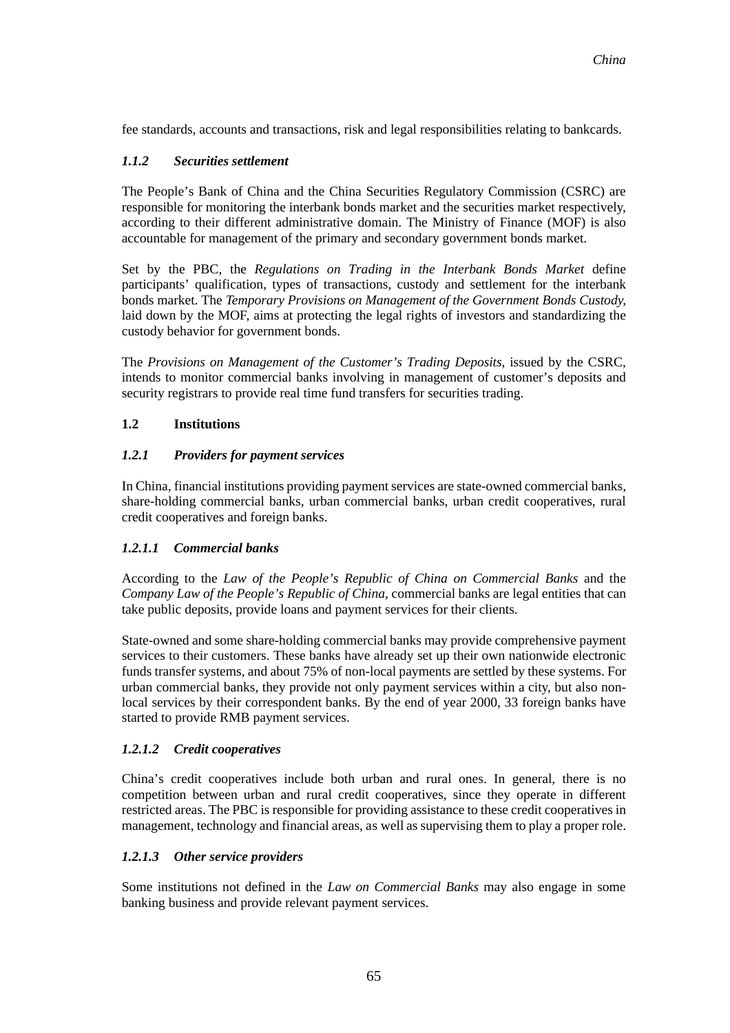fee standards, accounts and transactions, risk and legal responsibilities relating to bankcards.

### *1.1.2 Securities settlement*

The People's Bank of China and the China Securities Regulatory Commission (CSRC) are responsible for monitoring the interbank bonds market and the securities market respectively, according to their different administrative domain. The Ministry of Finance (MOF) is also accountable for management of the primary and secondary government bonds market.

Set by the PBC, the *Regulations on Trading in the Interbank Bonds Market* define participants' qualification, types of transactions, custody and settlement for the interbank bonds market. The *Temporary Provisions on Management of the Government Bonds Custody,* laid down by the MOF, aims at protecting the legal rights of investors and standardizing the custody behavior for government bonds.

The *Provisions on Management of the Customer's Trading Deposits*, issued by the CSRC, intends to monitor commercial banks involving in management of customer's deposits and security registrars to provide real time fund transfers for securities trading.

## 1.2 Institutions

### *1.2.1 Providers for payment services*

In China, financial institutions providing payment services are state-owned commercial banks, share-holding commercial banks, urban commercial banks, urban credit cooperatives, rural credit cooperatives and foreign banks.

#### *1.2.1.1 Commercial banks*

According to the *Law of the People's Republic of China on Commercial Banks* and the *Company Law of the People's Republic of China*, commercial banks are legal entities that can take public deposits, provide loans and payment services for their clients.

State-owned and some share-holding commercial banks may provide comprehensive payment services to their customers. These banks have already set up their own nationwide electronic funds transfer systems, and about 75% of non-local payments are settled by these systems. For urban commercial banks, they provide not only payment services within a city, but also non-local services by their correspondent banks. By the end of year 2000, 33 foreign banks have started to provide RMB payment services.

#### *1.2.1.2 Credit cooperatives*

China's credit cooperatives include both urban and rural ones. In general, there is no competition between urban and rural credit cooperatives, since they operate in different restricted areas. The PBC is responsible for providing assistance to these credit cooperatives in management, technology and financial areas, as well as supervising them to play a proper role.

#### *1.2.1.3 Other service providers*

Some institutions not defined in the *Law on Commercial Banks* may also engage in some banking business and provide relevant payment services.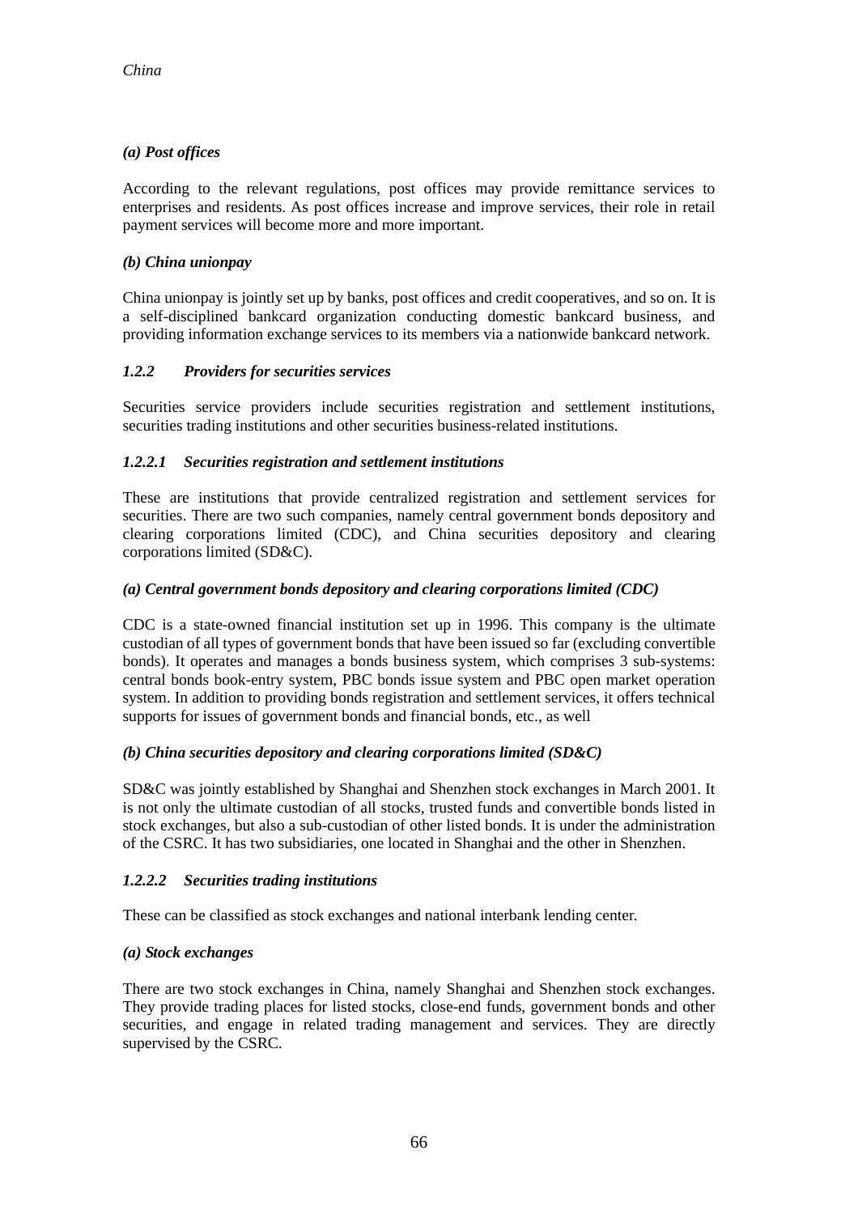*(a) Post offices*

According to the relevant regulations, post offices may provide remittance services to enterprises and residents. As post offices increase and improve services, their role in retail payment services will become more and more important.

*(b) China unionpay*

China unionpay is jointly set up by banks, post offices and credit cooperatives, and so on. It is a self-disciplined bankcard organization conducting domestic bankcard business, and providing information exchange services to its members via a nationwide bankcard network.

### *1.2.2 Providers for securities services*

Securities service providers include securities registration and settlement institutions, securities trading institutions and other securities business-related institutions.

#### *1.2.2.1 Securities registration and settlement institutions*

These are institutions that provide centralized registration and settlement services for securities. There are two such companies, namely central government bonds depository and clearing corporations limited (CDC), and China securities depository and clearing corporations limited (SD&C).

*(a) Central government bonds depository and clearing corporations limited (CDC)*

CDC is a state-owned financial institution set up in 1996. This company is the ultimate custodian of all types of government bonds that have been issued so far (excluding convertible bonds). It operates and manages a bonds business system, which comprises 3 sub-systems: central bonds book-entry system, PBC bonds issue system and PBC open market operation system. In addition to providing bonds registration and settlement services, it offers technical supports for issues of government bonds and financial bonds, etc., as well

*(b) China securities depository and clearing corporations limited (SD&C)*

SD&C was jointly established by Shanghai and Shenzhen stock exchanges in March 2001. It is not only the ultimate custodian of all stocks, trusted funds and convertible bonds listed in stock exchanges, but also a sub-custodian of other listed bonds. It is under the administration of the CSRC. It has two subsidiaries, one located in Shanghai and the other in Shenzhen.

#### *1.2.2.2 Securities trading institutions*

These can be classified as stock exchanges and national interbank lending center.

*(a) Stock exchanges*

There are two stock exchanges in China, namely Shanghai and Shenzhen stock exchanges. They provide trading places for listed stocks, close-end funds, government bonds and other securities, and engage in related trading management and services. They are directly supervised by the CSRC.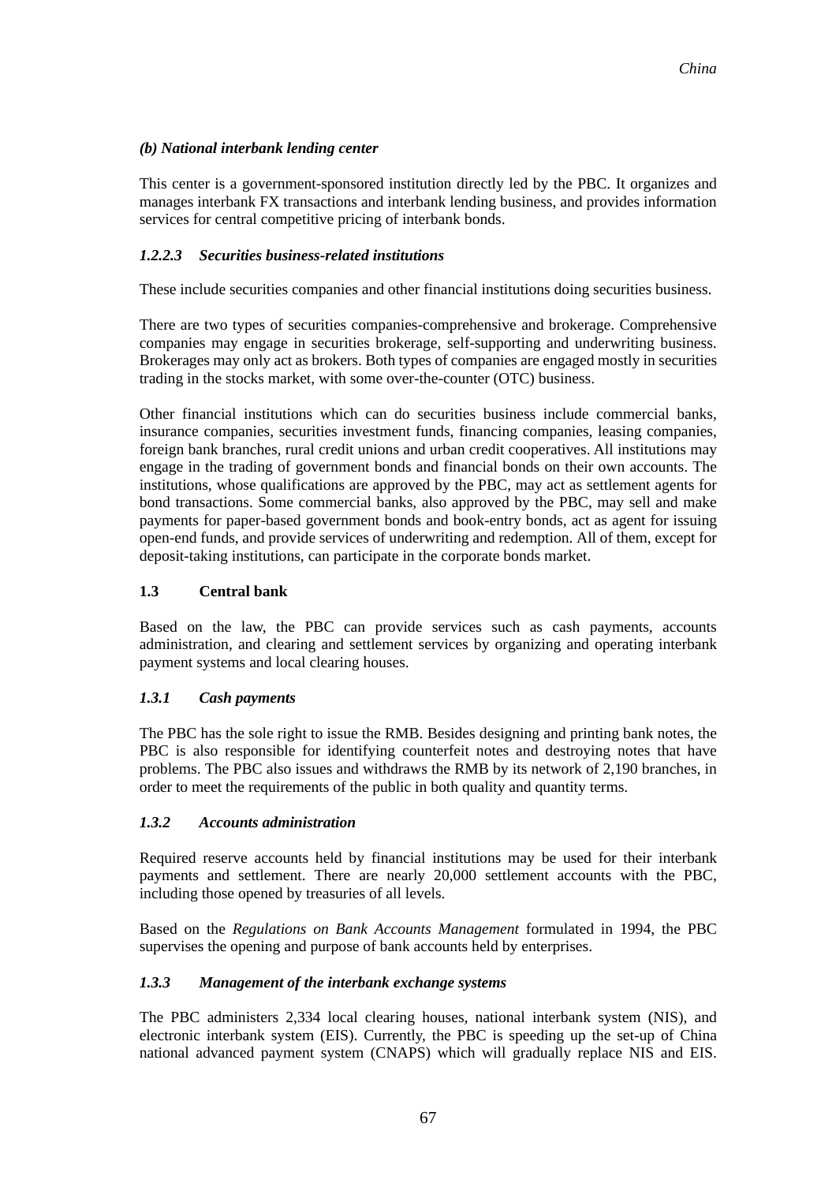*(b) National interbank lending center*

This center is a government-sponsored institution directly led by the PBC. It organizes and manages interbank FX transactions and interbank lending business, and provides information services for central competitive pricing of interbank bonds.

#### *1.2.2.3 Securities business-related institutions*

These include securities companies and other financial institutions doing securities business.

There are two types of securities companies-comprehensive and brokerage. Comprehensive companies may engage in securities brokerage, self-supporting and underwriting business. Brokerages may only act as brokers. Both types of companies are engaged mostly in securities trading in the stocks market, with some over-the-counter (OTC) business.

Other financial institutions which can do securities business include commercial banks, insurance companies, securities investment funds, financing companies, leasing companies, foreign bank branches, rural credit unions and urban credit cooperatives. All institutions may engage in the trading of government bonds and financial bonds on their own accounts. The institutions, whose qualifications are approved by the PBC, may act as settlement agents for bond transactions. Some commercial banks, also approved by the PBC, may sell and make payments for paper-based government bonds and book-entry bonds, act as agent for issuing open-end funds, and provide services of underwriting and redemption. All of them, except for deposit-taking institutions, can participate in the corporate bonds market.

## 1.3 Central bank

Based on the law, the PBC can provide services such as cash payments, accounts administration, and clearing and settlement services by organizing and operating interbank payment systems and local clearing houses.

### *1.3.1 Cash payments*

The PBC has the sole right to issue the RMB. Besides designing and printing bank notes, the PBC is also responsible for identifying counterfeit notes and destroying notes that have problems. The PBC also issues and withdraws the RMB by its network of 2,190 branches, in order to meet the requirements of the public in both quality and quantity terms.

### *1.3.2 Accounts administration*

Required reserve accounts held by financial institutions may be used for their interbank payments and settlement. There are nearly 20,000 settlement accounts with the PBC, including those opened by treasuries of all levels.

Based on the *Regulations on Bank Accounts Management* formulated in 1994, the PBC supervises the opening and purpose of bank accounts held by enterprises.

### *1.3.3 Management of the interbank exchange systems*

The PBC administers 2,334 local clearing houses, national interbank system (NIS), and electronic interbank system (EIS). Currently, the PBC is speeding up the set-up of China national advanced payment system (CNAPS) which will gradually replace NIS and EIS.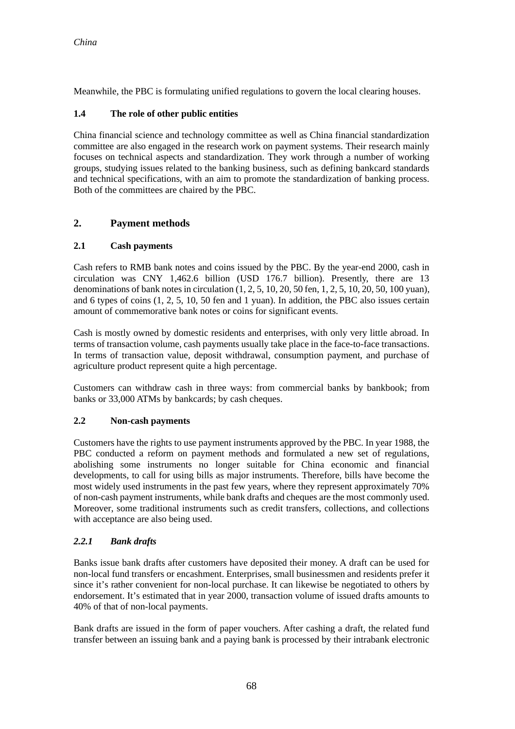Meanwhile, the PBC is formulating unified regulations to govern the local clearing houses.

### 1.4 The role of other public entities

China financial science and technology committee as well as China financial standardization committee are also engaged in the research work on payment systems. Their research mainly focuses on technical aspects and standardization. They work through a number of working groups, studying issues related to the banking business, such as defining bankcard standards and technical specifications, with an aim to promote the standardization of banking process. Both of the committees are chaired by the PBC.

## 2. Payment methods

### 2.1 Cash payments

Cash refers to RMB bank notes and coins issued by the PBC. By the year-end 2000, cash in circulation was CNY 1,462.6 billion (USD 176.7 billion). Presently, there are 13 denominations of bank notes in circulation (1, 2, 5, 10, 20, 50 fen, 1, 2, 5, 10, 20, 50, 100 yuan), and 6 types of coins (1, 2, 5, 10, 50 fen and 1 yuan). In addition, the PBC also issues certain amount of commemorative bank notes or coins for significant events.

Cash is mostly owned by domestic residents and enterprises, with only very little abroad. In terms of transaction volume, cash payments usually take place in the face-to-face transactions. In terms of transaction value, deposit withdrawal, consumption payment, and purchase of agriculture product represent quite a high percentage.

Customers can withdraw cash in three ways: from commercial banks by bankbook; from banks or 33,000 ATMs by bankcards; by cash cheques.

### 2.2 Non-cash payments

Customers have the rights to use payment instruments approved by the PBC. In year 1988, the PBC conducted a reform on payment methods and formulated a new set of regulations, abolishing some instruments no longer suitable for China economic and financial developments, to call for using bills as major instruments. Therefore, bills have become the most widely used instruments in the past few years, where they represent approximately 70% of non-cash payment instruments, while bank drafts and cheques are the most commonly used. Moreover, some traditional instruments such as credit transfers, collections, and collections with acceptance are also being used.

#### *2.2.1 Bank drafts*

Banks issue bank drafts after customers have deposited their money. A draft can be used for non-local fund transfers or encashment. Enterprises, small businessmen and residents prefer it since it's rather convenient for non-local purchase. It can likewise be negotiated to others by endorsement. It's estimated that in year 2000, transaction volume of issued drafts amounts to 40% of that of non-local payments.

Bank drafts are issued in the form of paper vouchers. After cashing a draft, the related fund transfer between an issuing bank and a paying bank is processed by their intrabank electronic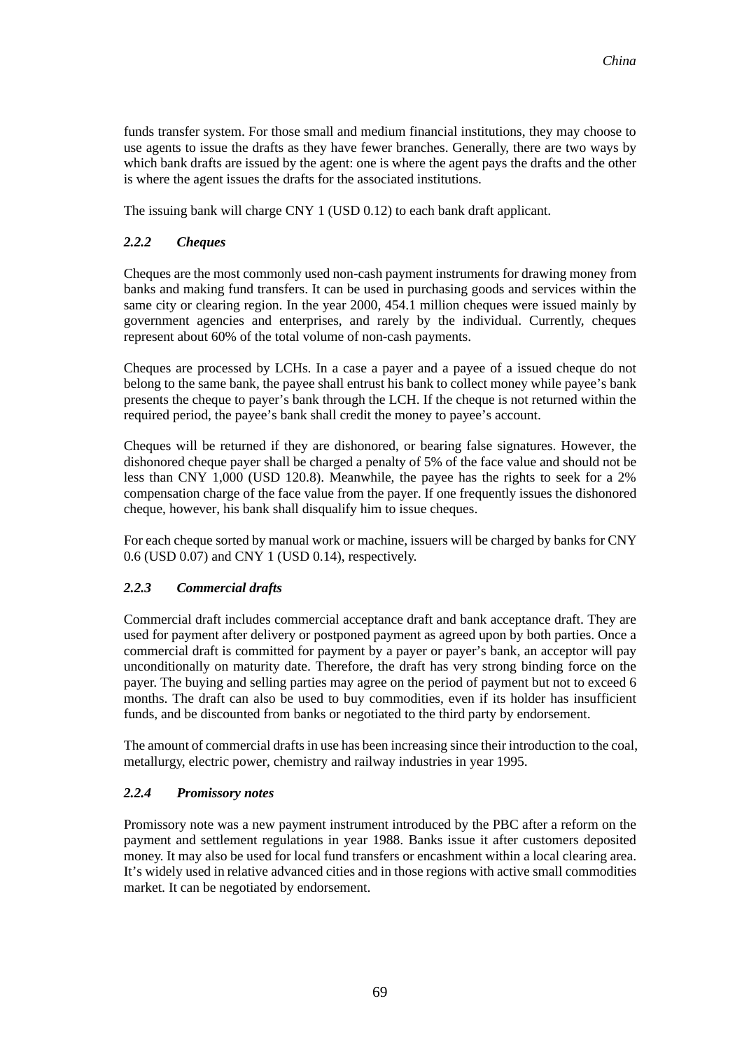funds transfer system. For those small and medium financial institutions, they may choose to use agents to issue the drafts as they have fewer branches. Generally, there are two ways by which bank drafts are issued by the agent: one is where the agent pays the drafts and the other is where the agent issues the drafts for the associated institutions.

The issuing bank will charge CNY 1 (USD 0.12) to each bank draft applicant.

### *2.2.2 Cheques*

Cheques are the most commonly used non-cash payment instruments for drawing money from banks and making fund transfers. It can be used in purchasing goods and services within the same city or clearing region. In the year 2000, 454.1 million cheques were issued mainly by government agencies and enterprises, and rarely by the individual. Currently, cheques represent about 60% of the total volume of non-cash payments.

Cheques are processed by LCHs. In a case a payer and a payee of a issued cheque do not belong to the same bank, the payee shall entrust his bank to collect money while payee's bank presents the cheque to payer's bank through the LCH. If the cheque is not returned within the required period, the payee's bank shall credit the money to payee's account.

Cheques will be returned if they are dishonored, or bearing false signatures. However, the dishonored cheque payer shall be charged a penalty of 5% of the face value and should not be less than CNY 1,000 (USD 120.8). Meanwhile, the payee has the rights to seek for a 2% compensation charge of the face value from the payer. If one frequently issues the dishonored cheque, however, his bank shall disqualify him to issue cheques.

For each cheque sorted by manual work or machine, issuers will be charged by banks for CNY 0.6 (USD 0.07) and CNY 1 (USD 0.14), respectively.

### *2.2.3 Commercial drafts*

Commercial draft includes commercial acceptance draft and bank acceptance draft. They are used for payment after delivery or postponed payment as agreed upon by both parties. Once a commercial draft is committed for payment by a payer or payer's bank, an acceptor will pay unconditionally on maturity date. Therefore, the draft has very strong binding force on the payer. The buying and selling parties may agree on the period of payment but not to exceed 6 months. The draft can also be used to buy commodities, even if its holder has insufficient funds, and be discounted from banks or negotiated to the third party by endorsement.

The amount of commercial drafts in use has been increasing since their introduction to the coal, metallurgy, electric power, chemistry and railway industries in year 1995.

### *2.2.4 Promissory notes*

Promissory note was a new payment instrument introduced by the PBC after a reform on the payment and settlement regulations in year 1988. Banks issue it after customers deposited money. It may also be used for local fund transfers or encashment within a local clearing area. It's widely used in relative advanced cities and in those regions with active small commodities market. It can be negotiated by endorsement.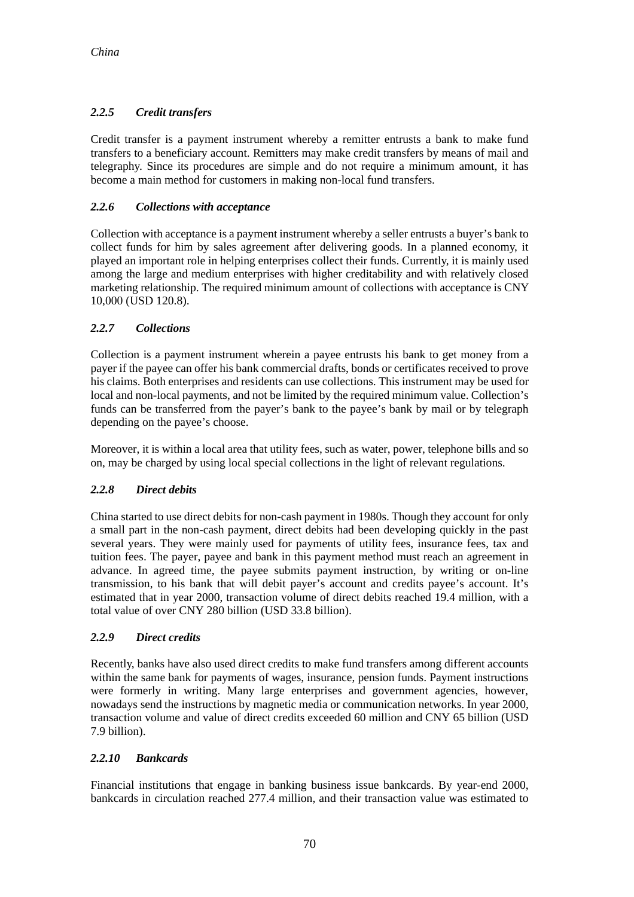### 2.2.5 *Credit transfers*

Credit transfer is a payment instrument whereby a remitter entrusts a bank to make fund transfers to a beneficiary account. Remitters may make credit transfers by means of mail and telegraphy. Since its procedures are simple and do not require a minimum amount, it has become a main method for customers in making non-local fund transfers.

### 2.2.6 *Collections with acceptance*

Collection with acceptance is a payment instrument whereby a seller entrusts a buyer's bank to collect funds for him by sales agreement after delivering goods. In a planned economy, it played an important role in helping enterprises collect their funds. Currently, it is mainly used among the large and medium enterprises with higher creditability and with relatively closed marketing relationship. The required minimum amount of collections with acceptance is CNY 10,000 (USD 120.8).

### 2.2.7 *Collections*

Collection is a payment instrument wherein a payee entrusts his bank to get money from a payer if the payee can offer his bank commercial drafts, bonds or certificates received to prove his claims. Both enterprises and residents can use collections. This instrument may be used for local and non-local payments, and not be limited by the required minimum value. Collection's funds can be transferred from the payer's bank to the payee's bank by mail or by telegraph depending on the payee's choose.

Moreover, it is within a local area that utility fees, such as water, power, telephone bills and so on, may be charged by using local special collections in the light of relevant regulations.

### 2.2.8 *Direct debits*

China started to use direct debits for non-cash payment in 1980s. Though they account for only a small part in the non-cash payment, direct debits had been developing quickly in the past several years. They were mainly used for payments of utility fees, insurance fees, tax and tuition fees. The payer, payee and bank in this payment method must reach an agreement in advance. In agreed time, the payee submits payment instruction, by writing or on-line transmission, to his bank that will debit payer's account and credits payee's account. It's estimated that in year 2000, transaction volume of direct debits reached 19.4 million, with a total value of over CNY 280 billion (USD 33.8 billion).

### 2.2.9 *Direct credits*

Recently, banks have also used direct credits to make fund transfers among different accounts within the same bank for payments of wages, insurance, pension funds. Payment instructions were formerly in writing. Many large enterprises and government agencies, however, nowadays send the instructions by magnetic media or communication networks. In year 2000, transaction volume and value of direct credits exceeded 60 million and CNY 65 billion (USD 7.9 billion).

### 2.2.10 *Bankcards*

Financial institutions that engage in banking business issue bankcards. By year-end 2000, bankcards in circulation reached 277.4 million, and their transaction value was estimated to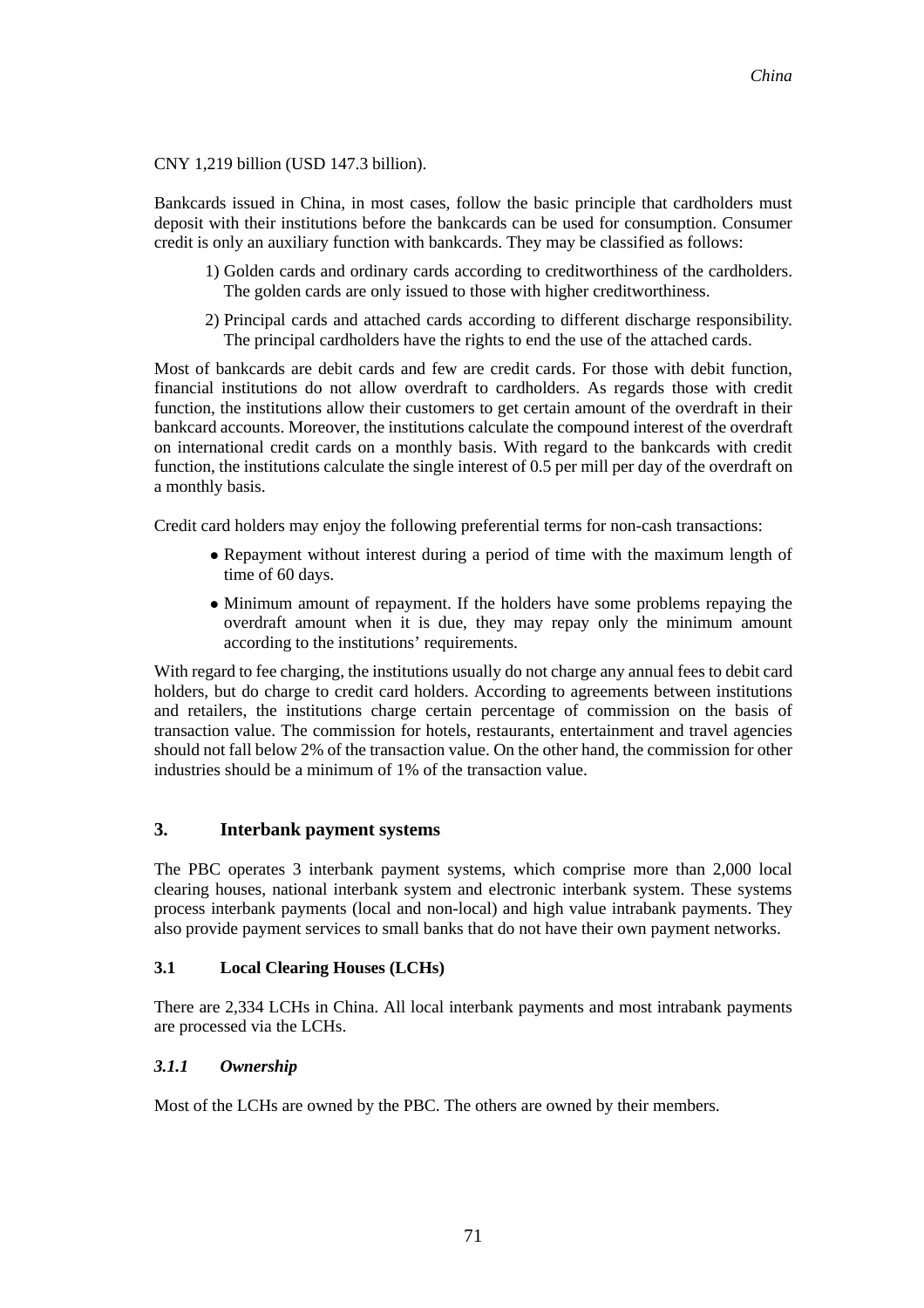CNY 1,219 billion (USD 147.3 billion).

Bankcards issued in China, in most cases, follow the basic principle that cardholders must deposit with their institutions before the bankcards can be used for consumption. Consumer credit is only an auxiliary function with bankcards. They may be classified as follows:

1) Golden cards and ordinary cards according to creditworthiness of the cardholders. The golden cards are only issued to those with higher creditworthiness.
2) Principal cards and attached cards according to different discharge responsibility. The principal cardholders have the rights to end the use of the attached cards.

Most of bankcards are debit cards and few are credit cards. For those with debit function, financial institutions do not allow overdraft to cardholders. As regards those with credit function, the institutions allow their customers to get certain amount of the overdraft in their bankcard accounts. Moreover, the institutions calculate the compound interest of the overdraft on international credit cards on a monthly basis. With regard to the bankcards with credit function, the institutions calculate the single interest of 0.5 per mill per day of the overdraft on a monthly basis.

Credit card holders may enjoy the following preferential terms for non-cash transactions:

- Repayment without interest during a period of time with the maximum length of time of 60 days.
- Minimum amount of repayment. If the holders have some problems repaying the overdraft amount when it is due, they may repay only the minimum amount according to the institutions' requirements.

With regard to fee charging, the institutions usually do not charge any annual fees to debit card holders, but do charge to credit card holders. According to agreements between institutions and retailers, the institutions charge certain percentage of commission on the basis of transaction value. The commission for hotels, restaurants, entertainment and travel agencies should not fall below 2% of the transaction value. On the other hand, the commission for other industries should be a minimum of 1% of the transaction value.

## 3. Interbank payment systems

The PBC operates 3 interbank payment systems, which comprise more than 2,000 local clearing houses, national interbank system and electronic interbank system. These systems process interbank payments (local and non-local) and high value intrabank payments. They also provide payment services to small banks that do not have their own payment networks.

### 3.1 Local Clearing Houses (LCHs)

There are 2,334 LCHs in China. All local interbank payments and most intrabank payments are processed via the LCHs.

#### *3.1.1 Ownership*

Most of the LCHs are owned by the PBC. The others are owned by their members.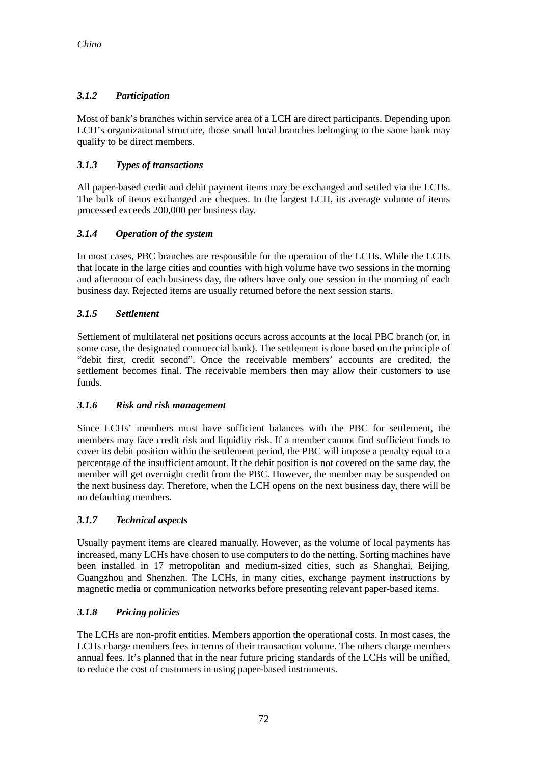#### 3.1.2 Participation

Most of bank's branches within service area of a LCH are direct participants. Depending upon LCH's organizational structure, those small local branches belonging to the same bank may qualify to be direct members.

#### 3.1.3 Types of transactions

All paper-based credit and debit payment items may be exchanged and settled via the LCHs. The bulk of items exchanged are cheques. In the largest LCH, its average volume of items processed exceeds 200,000 per business day.

#### 3.1.4 Operation of the system

In most cases, PBC branches are responsible for the operation of the LCHs. While the LCHs that locate in the large cities and counties with high volume have two sessions in the morning and afternoon of each business day, the others have only one session in the morning of each business day. Rejected items are usually returned before the next session starts.

#### 3.1.5 Settlement

Settlement of multilateral net positions occurs across accounts at the local PBC branch (or, in some case, the designated commercial bank). The settlement is done based on the principle of "debit first, credit second". Once the receivable members' accounts are credited, the settlement becomes final. The receivable members then may allow their customers to use funds.

#### 3.1.6 Risk and risk management

Since LCHs' members must have sufficient balances with the PBC for settlement, the members may face credit risk and liquidity risk. If a member cannot find sufficient funds to cover its debit position within the settlement period, the PBC will impose a penalty equal to a percentage of the insufficient amount. If the debit position is not covered on the same day, the member will get overnight credit from the PBC. However, the member may be suspended on the next business day. Therefore, when the LCH opens on the next business day, there will be no defaulting members.

#### 3.1.7 Technical aspects

Usually payment items are cleared manually. However, as the volume of local payments has increased, many LCHs have chosen to use computers to do the netting. Sorting machines have been installed in 17 metropolitan and medium-sized cities, such as Shanghai, Beijing, Guangzhou and Shenzhen. The LCHs, in many cities, exchange payment instructions by magnetic media or communication networks before presenting relevant paper-based items.

#### 3.1.8 Pricing policies

The LCHs are non-profit entities. Members apportion the operational costs. In most cases, the LCHs charge members fees in terms of their transaction volume. The others charge members annual fees. It's planned that in the near future pricing standards of the LCHs will be unified, to reduce the cost of customers in using paper-based instruments.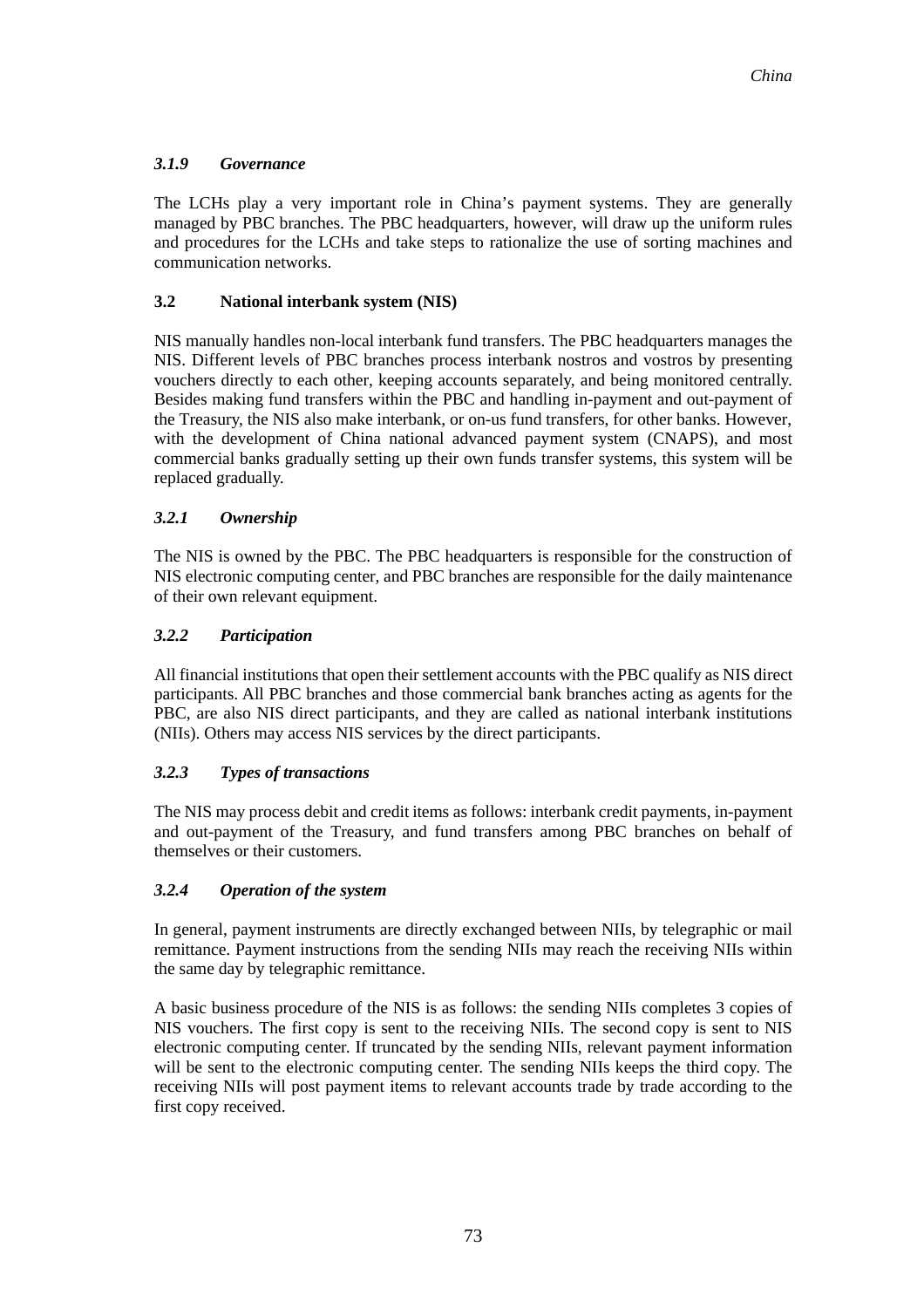#### *3.1.9 Governance*

The LCHs play a very important role in China's payment systems. They are generally managed by PBC branches. The PBC headquarters, however, will draw up the uniform rules and procedures for the LCHs and take steps to rationalize the use of sorting machines and communication networks.

### 3.2 National interbank system (NIS)

NIS manually handles non-local interbank fund transfers. The PBC headquarters manages the NIS. Different levels of PBC branches process interbank nostros and vostros by presenting vouchers directly to each other, keeping accounts separately, and being monitored centrally. Besides making fund transfers within the PBC and handling in-payment and out-payment of the Treasury, the NIS also make interbank, or on-us fund transfers, for other banks. However, with the development of China national advanced payment system (CNAPS), and most commercial banks gradually setting up their own funds transfer systems, this system will be replaced gradually.

#### *3.2.1 Ownership*

The NIS is owned by the PBC. The PBC headquarters is responsible for the construction of NIS electronic computing center, and PBC branches are responsible for the daily maintenance of their own relevant equipment.

#### *3.2.2 Participation*

All financial institutions that open their settlement accounts with the PBC qualify as NIS direct participants. All PBC branches and those commercial bank branches acting as agents for the PBC, are also NIS direct participants, and they are called as national interbank institutions (NIIs). Others may access NIS services by the direct participants.

#### *3.2.3 Types of transactions*

The NIS may process debit and credit items as follows: interbank credit payments, in-payment and out-payment of the Treasury, and fund transfers among PBC branches on behalf of themselves or their customers.

#### *3.2.4 Operation of the system*

In general, payment instruments are directly exchanged between NIIs, by telegraphic or mail remittance. Payment instructions from the sending NIIs may reach the receiving NIIs within the same day by telegraphic remittance.

A basic business procedure of the NIS is as follows: the sending NIIs completes 3 copies of NIS vouchers. The first copy is sent to the receiving NIIs. The second copy is sent to NIS electronic computing center. If truncated by the sending NIIs, relevant payment information will be sent to the electronic computing center. The sending NIIs keeps the third copy. The receiving NIIs will post payment items to relevant accounts trade by trade according to the first copy received.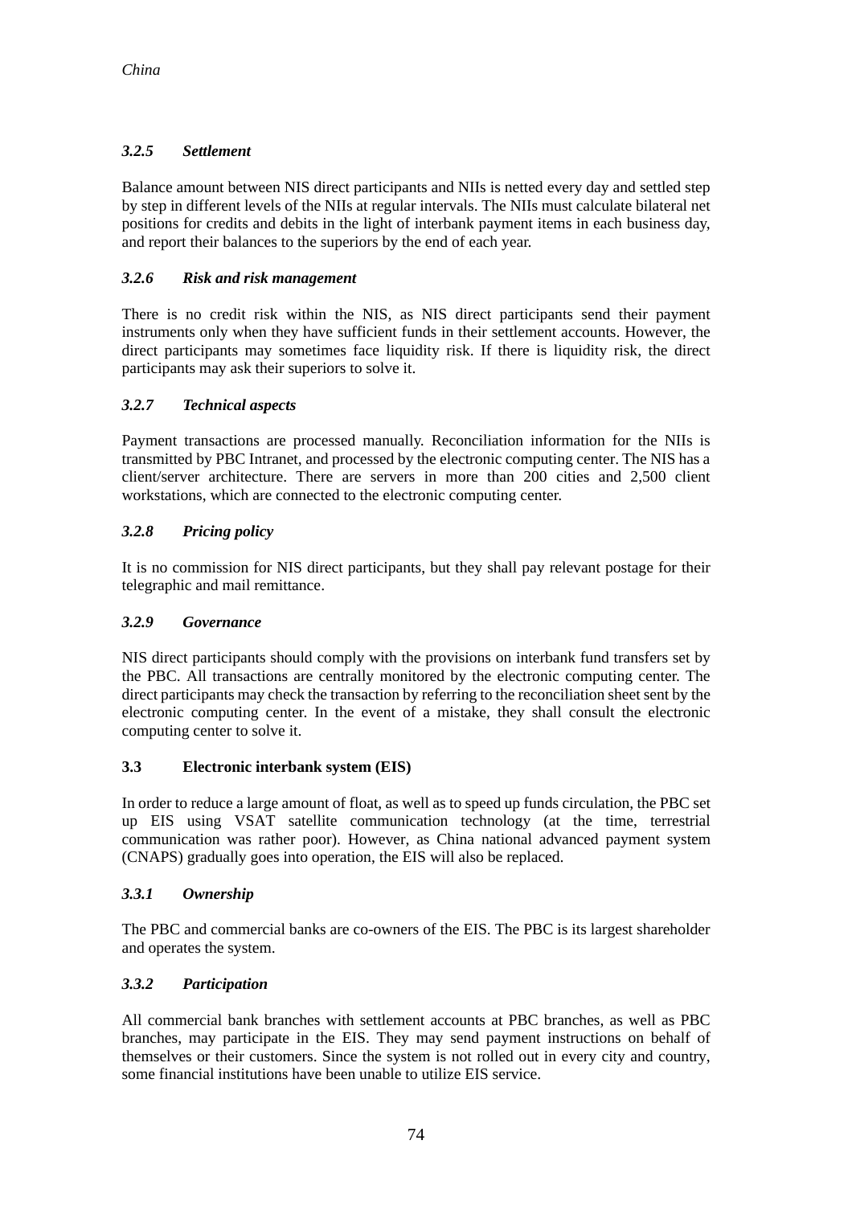### *3.2.5 Settlement*

Balance amount between NIS direct participants and NIIs is netted every day and settled step by step in different levels of the NIIs at regular intervals. The NIIs must calculate bilateral net positions for credits and debits in the light of interbank payment items in each business day, and report their balances to the superiors by the end of each year.

### *3.2.6 Risk and risk management*

There is no credit risk within the NIS, as NIS direct participants send their payment instruments only when they have sufficient funds in their settlement accounts. However, the direct participants may sometimes face liquidity risk. If there is liquidity risk, the direct participants may ask their superiors to solve it.

### *3.2.7 Technical aspects*

Payment transactions are processed manually. Reconciliation information for the NIIs is transmitted by PBC Intranet, and processed by the electronic computing center. The NIS has a client/server architecture. There are servers in more than 200 cities and 2,500 client workstations, which are connected to the electronic computing center.

### *3.2.8 Pricing policy*

It is no commission for NIS direct participants, but they shall pay relevant postage for their telegraphic and mail remittance.

### *3.2.9 Governance*

NIS direct participants should comply with the provisions on interbank fund transfers set by the PBC. All transactions are centrally monitored by the electronic computing center. The direct participants may check the transaction by referring to the reconciliation sheet sent by the electronic computing center. In the event of a mistake, they shall consult the electronic computing center to solve it.

## 3.3 Electronic interbank system (EIS)

In order to reduce a large amount of float, as well as to speed up funds circulation, the PBC set up EIS using VSAT satellite communication technology (at the time, terrestrial communication was rather poor). However, as China national advanced payment system (CNAPS) gradually goes into operation, the EIS will also be replaced.

### *3.3.1 Ownership*

The PBC and commercial banks are co-owners of the EIS. The PBC is its largest shareholder and operates the system.

### *3.3.2 Participation*

All commercial bank branches with settlement accounts at PBC branches, as well as PBC branches, may participate in the EIS. They may send payment instructions on behalf of themselves or their customers. Since the system is not rolled out in every city and country, some financial institutions have been unable to utilize EIS service.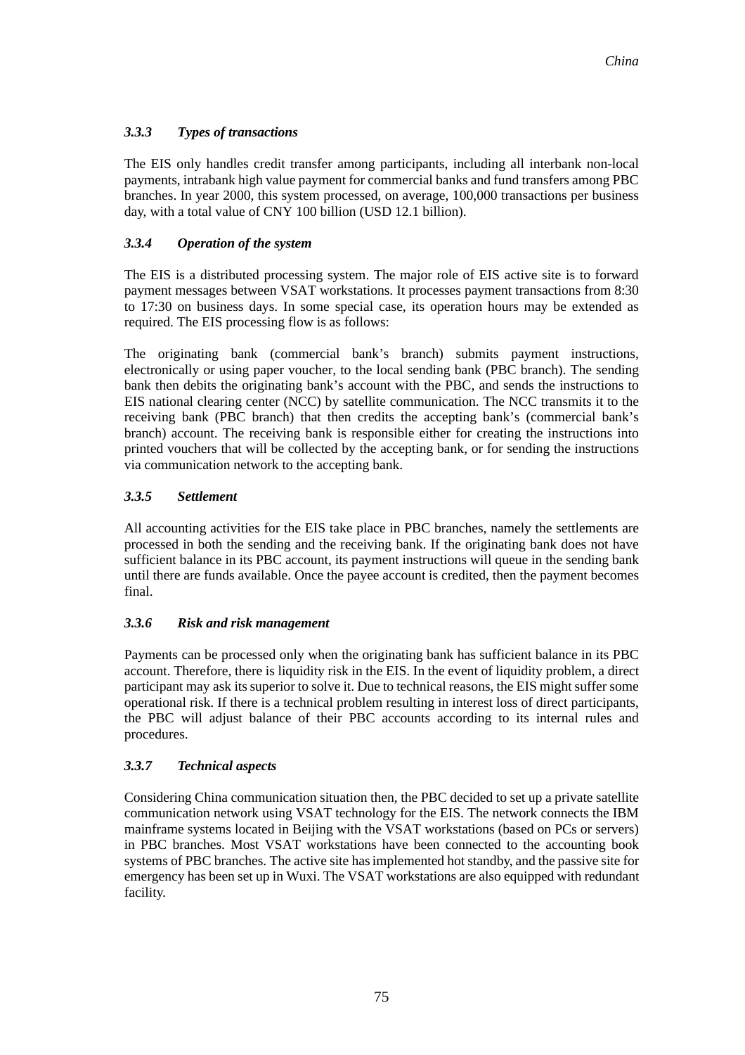### *3.3.3 Types of transactions*

The EIS only handles credit transfer among participants, including all interbank non-local payments, intrabank high value payment for commercial banks and fund transfers among PBC branches. In year 2000, this system processed, on average, 100,000 transactions per business day, with a total value of CNY 100 billion (USD 12.1 billion).

### *3.3.4 Operation of the system*

The EIS is a distributed processing system. The major role of EIS active site is to forward payment messages between VSAT workstations. It processes payment transactions from 8:30 to 17:30 on business days. In some special case, its operation hours may be extended as required. The EIS processing flow is as follows:

The originating bank (commercial bank's branch) submits payment instructions, electronically or using paper voucher, to the local sending bank (PBC branch). The sending bank then debits the originating bank's account with the PBC, and sends the instructions to EIS national clearing center (NCC) by satellite communication. The NCC transmits it to the receiving bank (PBC branch) that then credits the accepting bank's (commercial bank's branch) account. The receiving bank is responsible either for creating the instructions into printed vouchers that will be collected by the accepting bank, or for sending the instructions via communication network to the accepting bank.

### *3.3.5 Settlement*

All accounting activities for the EIS take place in PBC branches, namely the settlements are processed in both the sending and the receiving bank. If the originating bank does not have sufficient balance in its PBC account, its payment instructions will queue in the sending bank until there are funds available. Once the payee account is credited, then the payment becomes final.

### *3.3.6 Risk and risk management*

Payments can be processed only when the originating bank has sufficient balance in its PBC account. Therefore, there is liquidity risk in the EIS. In the event of liquidity problem, a direct participant may ask its superior to solve it. Due to technical reasons, the EIS might suffer some operational risk. If there is a technical problem resulting in interest loss of direct participants, the PBC will adjust balance of their PBC accounts according to its internal rules and procedures.

### *3.3.7 Technical aspects*

Considering China communication situation then, the PBC decided to set up a private satellite communication network using VSAT technology for the EIS. The network connects the IBM mainframe systems located in Beijing with the VSAT workstations (based on PCs or servers) in PBC branches. Most VSAT workstations have been connected to the accounting book systems of PBC branches. The active site has implemented hot standby, and the passive site for emergency has been set up in Wuxi. The VSAT workstations are also equipped with redundant facility.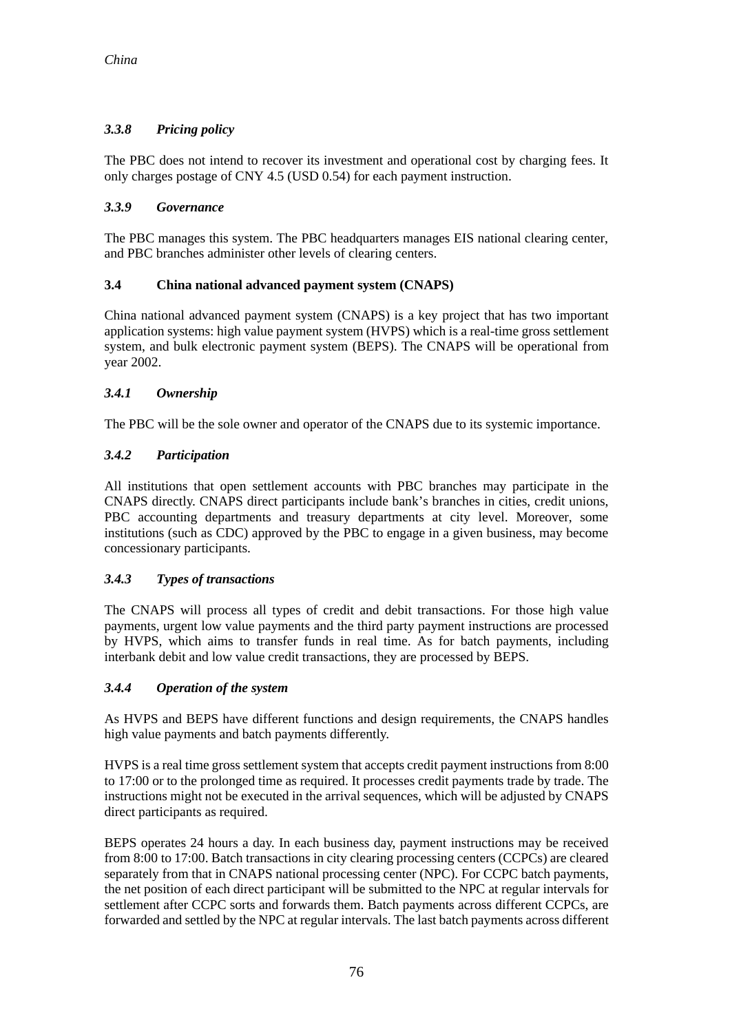### *3.3.8 Pricing policy*

The PBC does not intend to recover its investment and operational cost by charging fees. It only charges postage of CNY 4.5 (USD 0.54) for each payment instruction.

### *3.3.9 Governance*

The PBC manages this system. The PBC headquarters manages EIS national clearing center, and PBC branches administer other levels of clearing centers.

## 3.4 China national advanced payment system (CNAPS)

China national advanced payment system (CNAPS) is a key project that has two important application systems: high value payment system (HVPS) which is a real-time gross settlement system, and bulk electronic payment system (BEPS). The CNAPS will be operational from year 2002.

### *3.4.1 Ownership*

The PBC will be the sole owner and operator of the CNAPS due to its systemic importance.

### *3.4.2 Participation*

All institutions that open settlement accounts with PBC branches may participate in the CNAPS directly. CNAPS direct participants include bank's branches in cities, credit unions, PBC accounting departments and treasury departments at city level. Moreover, some institutions (such as CDC) approved by the PBC to engage in a given business, may become concessionary participants.

### *3.4.3 Types of transactions*

The CNAPS will process all types of credit and debit transactions. For those high value payments, urgent low value payments and the third party payment instructions are processed by HVPS, which aims to transfer funds in real time. As for batch payments, including interbank debit and low value credit transactions, they are processed by BEPS.

### *3.4.4 Operation of the system*

As HVPS and BEPS have different functions and design requirements, the CNAPS handles high value payments and batch payments differently.

HVPS is a real time gross settlement system that accepts credit payment instructions from 8:00 to 17:00 or to the prolonged time as required. It processes credit payments trade by trade. The instructions might not be executed in the arrival sequences, which will be adjusted by CNAPS direct participants as required.

BEPS operates 24 hours a day. In each business day, payment instructions may be received from 8:00 to 17:00. Batch transactions in city clearing processing centers (CCPCs) are cleared separately from that in CNAPS national processing center (NPC). For CCPC batch payments, the net position of each direct participant will be submitted to the NPC at regular intervals for settlement after CCPC sorts and forwards them. Batch payments across different CCPCs, are forwarded and settled by the NPC at regular intervals. The last batch payments across different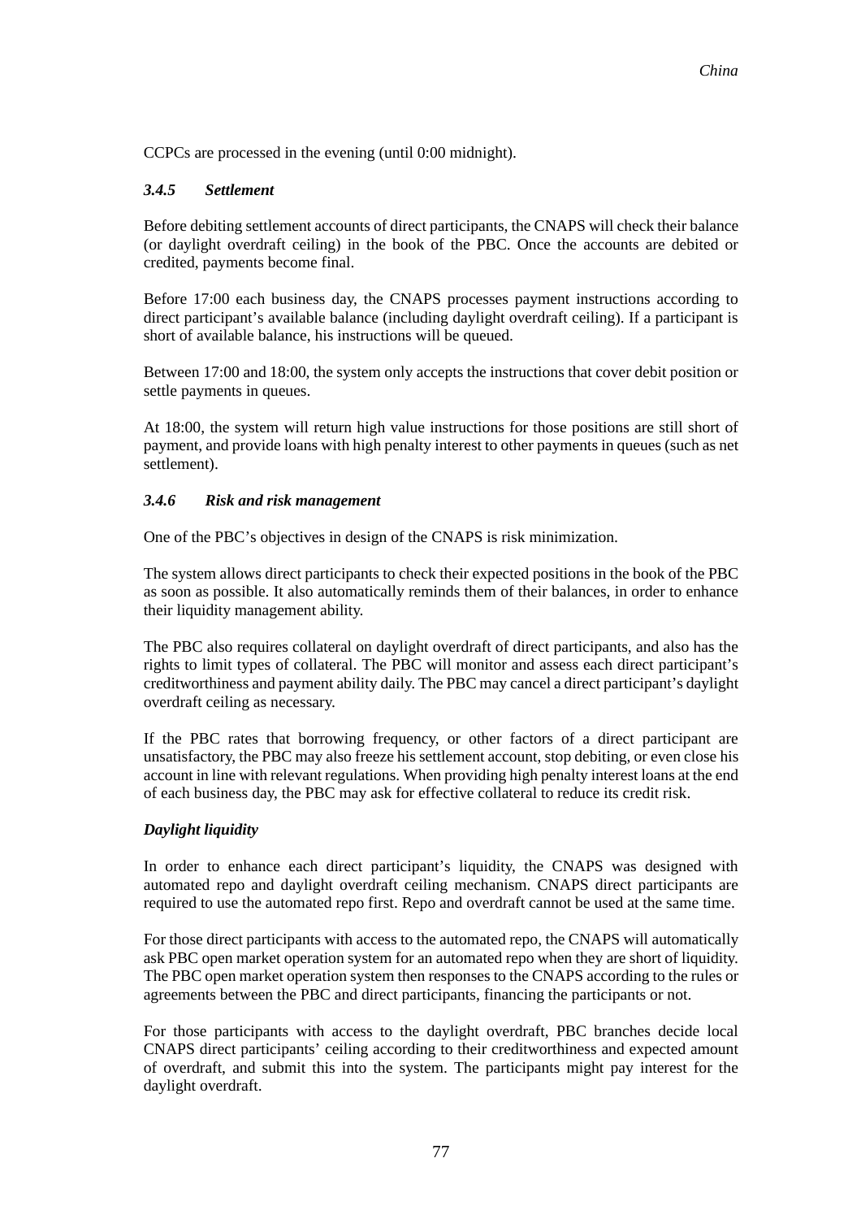CCPCs are processed in the evening (until 0:00 midnight).

### *3.4.5 Settlement*

Before debiting settlement accounts of direct participants, the CNAPS will check their balance (or daylight overdraft ceiling) in the book of the PBC. Once the accounts are debited or credited, payments become final.

Before 17:00 each business day, the CNAPS processes payment instructions according to direct participant's available balance (including daylight overdraft ceiling). If a participant is short of available balance, his instructions will be queued.

Between 17:00 and 18:00, the system only accepts the instructions that cover debit position or settle payments in queues.

At 18:00, the system will return high value instructions for those positions are still short of payment, and provide loans with high penalty interest to other payments in queues (such as net settlement).

### *3.4.6 Risk and risk management*

One of the PBC's objectives in design of the CNAPS is risk minimization.

The system allows direct participants to check their expected positions in the book of the PBC as soon as possible. It also automatically reminds them of their balances, in order to enhance their liquidity management ability.

The PBC also requires collateral on daylight overdraft of direct participants, and also has the rights to limit types of collateral. The PBC will monitor and assess each direct participant's creditworthiness and payment ability daily. The PBC may cancel a direct participant's daylight overdraft ceiling as necessary.

If the PBC rates that borrowing frequency, or other factors of a direct participant are unsatisfactory, the PBC may also freeze his settlement account, stop debiting, or even close his account in line with relevant regulations. When providing high penalty interest loans at the end of each business day, the PBC may ask for effective collateral to reduce its credit risk.

#### *Daylight liquidity*

In order to enhance each direct participant's liquidity, the CNAPS was designed with automated repo and daylight overdraft ceiling mechanism. CNAPS direct participants are required to use the automated repo first. Repo and overdraft cannot be used at the same time.

For those direct participants with access to the automated repo, the CNAPS will automatically ask PBC open market operation system for an automated repo when they are short of liquidity. The PBC open market operation system then responses to the CNAPS according to the rules or agreements between the PBC and direct participants, financing the participants or not.

For those participants with access to the daylight overdraft, PBC branches decide local CNAPS direct participants' ceiling according to their creditworthiness and expected amount of overdraft, and submit this into the system. The participants might pay interest for the daylight overdraft.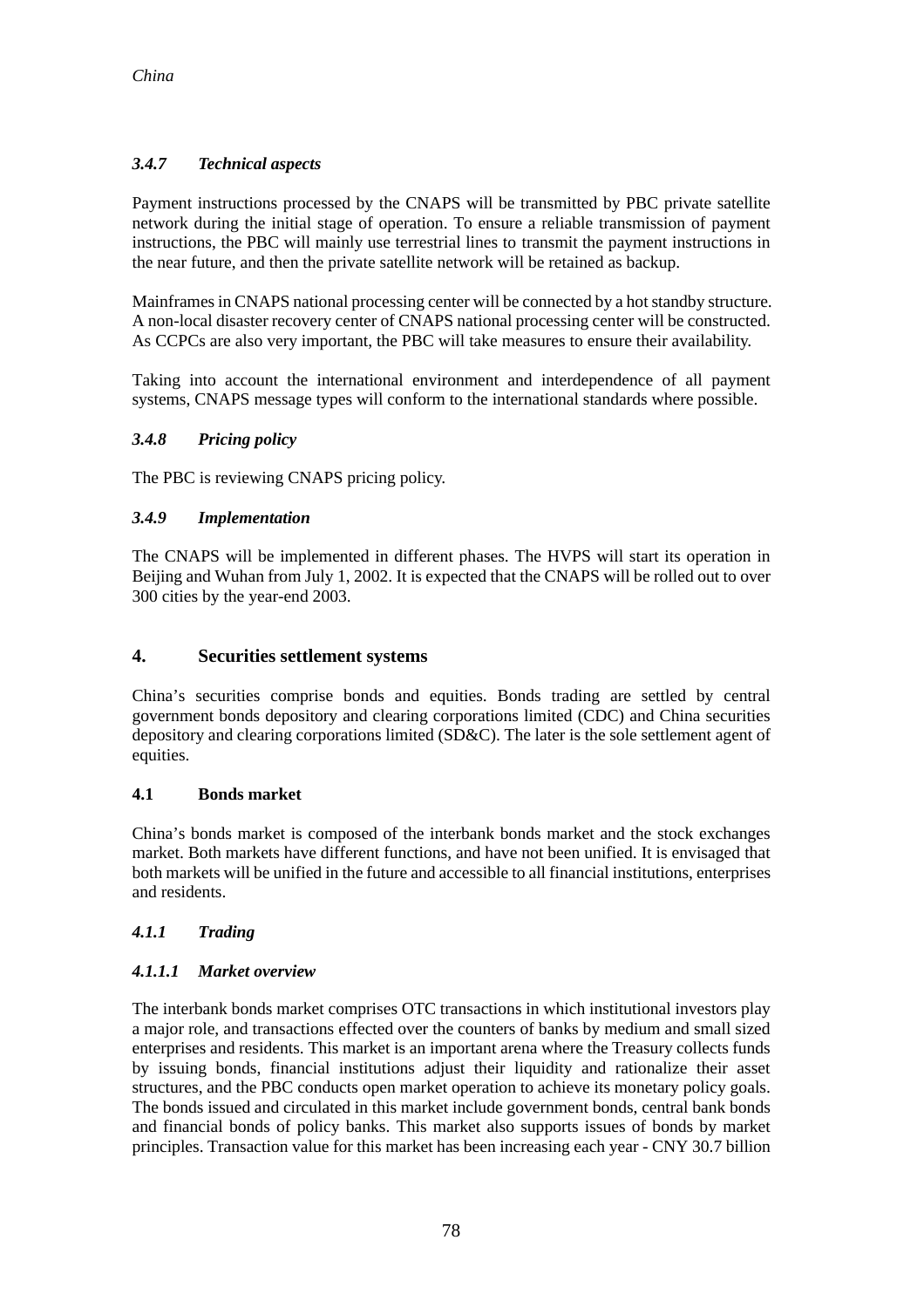#### *3.4.7 Technical aspects*

Payment instructions processed by the CNAPS will be transmitted by PBC private satellite network during the initial stage of operation. To ensure a reliable transmission of payment instructions, the PBC will mainly use terrestrial lines to transmit the payment instructions in the near future, and then the private satellite network will be retained as backup.

Mainframes in CNAPS national processing center will be connected by a hot standby structure. A non-local disaster recovery center of CNAPS national processing center will be constructed. As CCPCs are also very important, the PBC will take measures to ensure their availability.

Taking into account the international environment and interdependence of all payment systems, CNAPS message types will conform to the international standards where possible.

#### *3.4.8 Pricing policy*

The PBC is reviewing CNAPS pricing policy.

#### *3.4.9 Implementation*

The CNAPS will be implemented in different phases. The HVPS will start its operation in Beijing and Wuhan from July 1, 2002. It is expected that the CNAPS will be rolled out to over 300 cities by the year-end 2003.

## 4. Securities settlement systems

China's securities comprise bonds and equities. Bonds trading are settled by central government bonds depository and clearing corporations limited (CDC) and China securities depository and clearing corporations limited (SD&C). The later is the sole settlement agent of equities.

### 4.1 Bonds market

China's bonds market is composed of the interbank bonds market and the stock exchanges market. Both markets have different functions, and have not been unified. It is envisaged that both markets will be unified in the future and accessible to all financial institutions, enterprises and residents.

#### *4.1.1 Trading*

##### *4.1.1.1 Market overview*

The interbank bonds market comprises OTC transactions in which institutional investors play a major role, and transactions effected over the counters of banks by medium and small sized enterprises and residents. This market is an important arena where the Treasury collects funds by issuing bonds, financial institutions adjust their liquidity and rationalize their asset structures, and the PBC conducts open market operation to achieve its monetary policy goals. The bonds issued and circulated in this market include government bonds, central bank bonds and financial bonds of policy banks. This market also supports issues of bonds by market principles. Transaction value for this market has been increasing each year - CNY 30.7 billion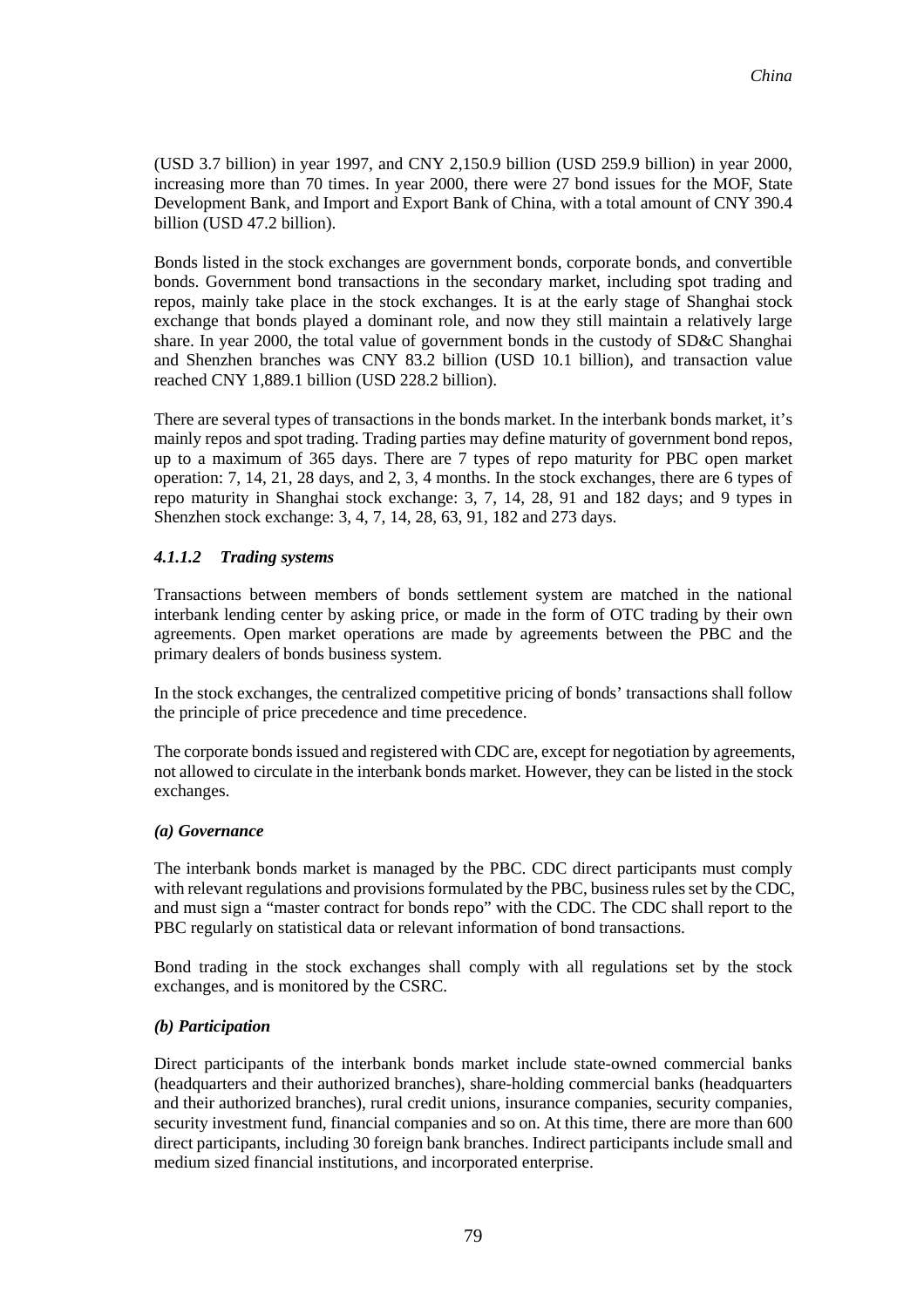(USD 3.7 billion) in year 1997, and CNY 2,150.9 billion (USD 259.9 billion) in year 2000, increasing more than 70 times. In year 2000, there were 27 bond issues for the MOF, State Development Bank, and Import and Export Bank of China, with a total amount of CNY 390.4 billion (USD 47.2 billion).

Bonds listed in the stock exchanges are government bonds, corporate bonds, and convertible bonds. Government bond transactions in the secondary market, including spot trading and repos, mainly take place in the stock exchanges. It is at the early stage of Shanghai stock exchange that bonds played a dominant role, and now they still maintain a relatively large share. In year 2000, the total value of government bonds in the custody of SD&C Shanghai and Shenzhen branches was CNY 83.2 billion (USD 10.1 billion), and transaction value reached CNY 1,889.1 billion (USD 228.2 billion).

There are several types of transactions in the bonds market. In the interbank bonds market, it's mainly repos and spot trading. Trading parties may define maturity of government bond repos, up to a maximum of 365 days. There are 7 types of repo maturity for PBC open market operation: 7, 14, 21, 28 days, and 2, 3, 4 months. In the stock exchanges, there are 6 types of repo maturity in Shanghai stock exchange: 3, 7, 14, 28, 91 and 182 days; and 9 types in Shenzhen stock exchange: 3, 4, 7, 14, 28, 63, 91, 182 and 273 days.

#### *4.1.1.2 Trading systems*

Transactions between members of bonds settlement system are matched in the national interbank lending center by asking price, or made in the form of OTC trading by their own agreements. Open market operations are made by agreements between the PBC and the primary dealers of bonds business system.

In the stock exchanges, the centralized competitive pricing of bonds' transactions shall follow the principle of price precedence and time precedence.

The corporate bonds issued and registered with CDC are, except for negotiation by agreements, not allowed to circulate in the interbank bonds market. However, they can be listed in the stock exchanges.

##### *(a) Governance*

The interbank bonds market is managed by the PBC. CDC direct participants must comply with relevant regulations and provisions formulated by the PBC, business rules set by the CDC, and must sign a "master contract for bonds repo" with the CDC. The CDC shall report to the PBC regularly on statistical data or relevant information of bond transactions.

Bond trading in the stock exchanges shall comply with all regulations set by the stock exchanges, and is monitored by the CSRC.

##### *(b) Participation*

Direct participants of the interbank bonds market include state-owned commercial banks (headquarters and their authorized branches), share-holding commercial banks (headquarters and their authorized branches), rural credit unions, insurance companies, security companies, security investment fund, financial companies and so on. At this time, there are more than 600 direct participants, including 30 foreign bank branches. Indirect participants include small and medium sized financial institutions, and incorporated enterprise.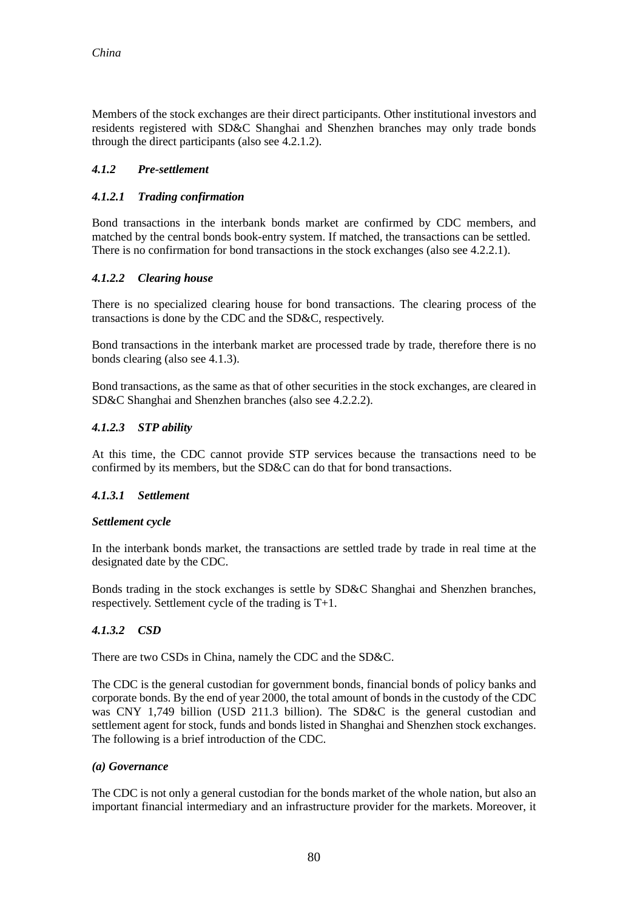Members of the stock exchanges are their direct participants. Other institutional investors and residents registered with SD&C Shanghai and Shenzhen branches may only trade bonds through the direct participants (also see 4.2.1.2).

### *4.1.2 Pre-settlement*

#### *4.1.2.1 Trading confirmation*

Bond transactions in the interbank bonds market are confirmed by CDC members, and matched by the central bonds book-entry system. If matched, the transactions can be settled. There is no confirmation for bond transactions in the stock exchanges (also see 4.2.2.1).

#### *4.1.2.2 Clearing house*

There is no specialized clearing house for bond transactions. The clearing process of the transactions is done by the CDC and the SD&C, respectively.

Bond transactions in the interbank market are processed trade by trade, therefore there is no bonds clearing (also see 4.1.3).

Bond transactions, as the same as that of other securities in the stock exchanges, are cleared in SD&C Shanghai and Shenzhen branches (also see 4.2.2.2).

#### *4.1.2.3 STP ability*

At this time, the CDC cannot provide STP services because the transactions need to be confirmed by its members, but the SD&C can do that for bond transactions.

#### *4.1.3.1 Settlement*

***Settlement cycle***

In the interbank bonds market, the transactions are settled trade by trade in real time at the designated date by the CDC.

Bonds trading in the stock exchanges is settle by SD&C Shanghai and Shenzhen branches, respectively. Settlement cycle of the trading is T+1.

#### *4.1.3.2 CSD*

There are two CSDs in China, namely the CDC and the SD&C.

The CDC is the general custodian for government bonds, financial bonds of policy banks and corporate bonds. By the end of year 2000, the total amount of bonds in the custody of the CDC was CNY 1,749 billion (USD 211.3 billion). The SD&C is the general custodian and settlement agent for stock, funds and bonds listed in Shanghai and Shenzhen stock exchanges. The following is a brief introduction of the CDC.

***(a) Governance***

The CDC is not only a general custodian for the bonds market of the whole nation, but also an important financial intermediary and an infrastructure provider for the markets. Moreover, it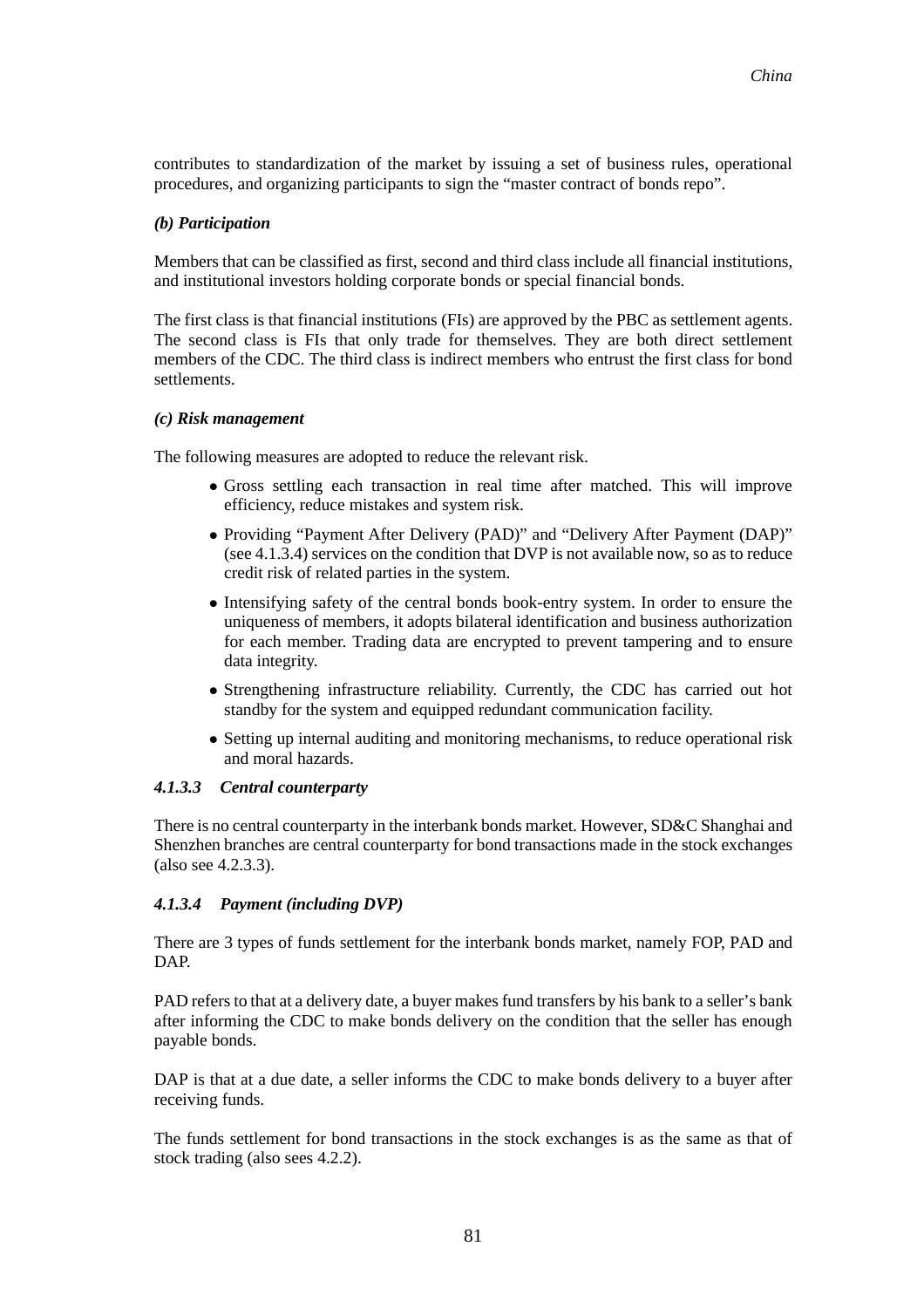contributes to standardization of the market by issuing a set of business rules, operational procedures, and organizing participants to sign the "master contract of bonds repo".

***(b) Participation***

Members that can be classified as first, second and third class include all financial institutions, and institutional investors holding corporate bonds or special financial bonds.

The first class is that financial institutions (FIs) are approved by the PBC as settlement agents. The second class is FIs that only trade for themselves. They are both direct settlement members of the CDC. The third class is indirect members who entrust the first class for bond settlements.

***(c) Risk management***

The following measures are adopted to reduce the relevant risk.

- Gross settling each transaction in real time after matched. This will improve efficiency, reduce mistakes and system risk.
- Providing "Payment After Delivery (PAD)" and "Delivery After Payment (DAP)" (see 4.1.3.4) services on the condition that DVP is not available now, so as to reduce credit risk of related parties in the system.
- Intensifying safety of the central bonds book-entry system. In order to ensure the uniqueness of members, it adopts bilateral identification and business authorization for each member. Trading data are encrypted to prevent tampering and to ensure data integrity.
- Strengthening infrastructure reliability. Currently, the CDC has carried out hot standby for the system and equipped redundant communication facility.
- Setting up internal auditing and monitoring mechanisms, to reduce operational risk and moral hazards.

#### *4.1.3.3 Central counterparty*

There is no central counterparty in the interbank bonds market. However, SD&C Shanghai and Shenzhen branches are central counterparty for bond transactions made in the stock exchanges (also see 4.2.3.3).

#### *4.1.3.4 Payment (including DVP)*

There are 3 types of funds settlement for the interbank bonds market, namely FOP, PAD and DAP.

PAD refers to that at a delivery date, a buyer makes fund transfers by his bank to a seller's bank after informing the CDC to make bonds delivery on the condition that the seller has enough payable bonds.

DAP is that at a due date, a seller informs the CDC to make bonds delivery to a buyer after receiving funds.

The funds settlement for bond transactions in the stock exchanges is as the same as that of stock trading (also sees 4.2.2).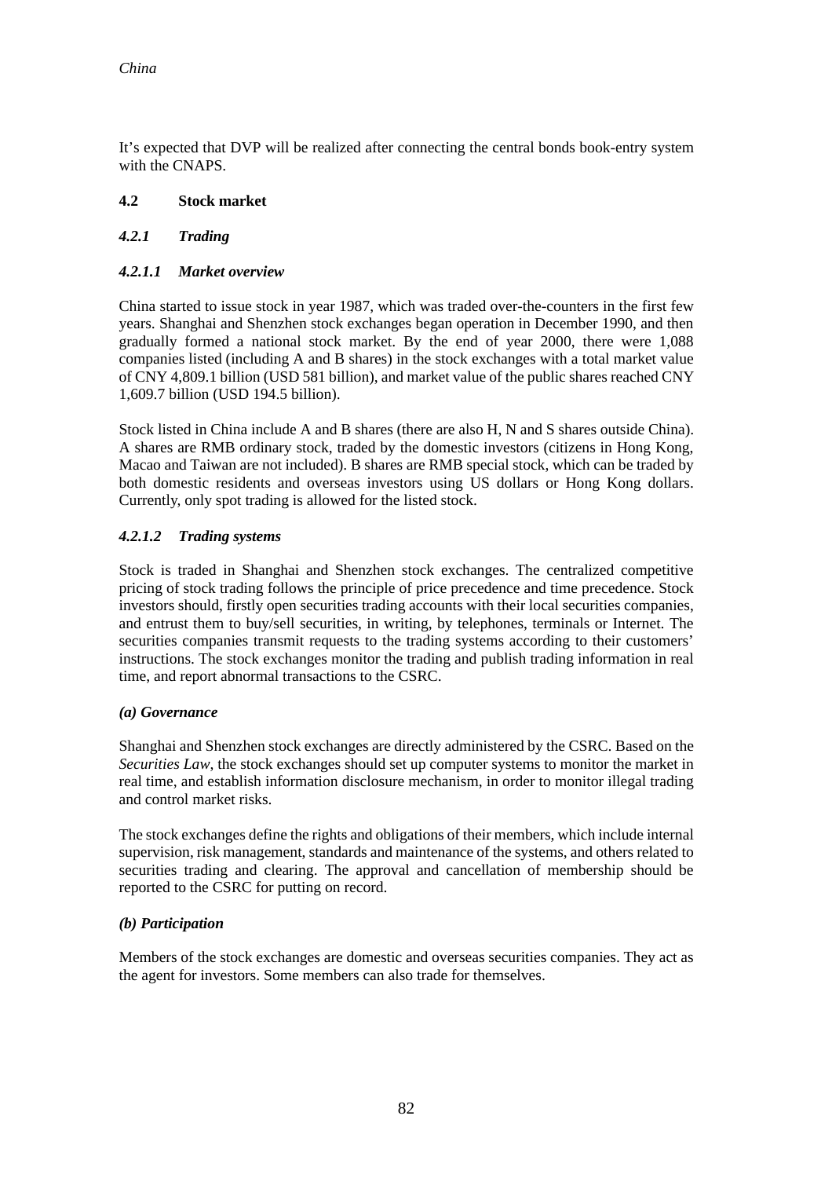It's expected that DVP will be realized after connecting the central bonds book-entry system with the CNAPS.

## 4.2 Stock market

### *4.2.1 Trading*

#### *4.2.1.1 Market overview*

China started to issue stock in year 1987, which was traded over-the-counters in the first few years. Shanghai and Shenzhen stock exchanges began operation in December 1990, and then gradually formed a national stock market. By the end of year 2000, there were 1,088 companies listed (including A and B shares) in the stock exchanges with a total market value of CNY 4,809.1 billion (USD 581 billion), and market value of the public shares reached CNY 1,609.7 billion (USD 194.5 billion).

Stock listed in China include A and B shares (there are also H, N and S shares outside China). A shares are RMB ordinary stock, traded by the domestic investors (citizens in Hong Kong, Macao and Taiwan are not included). B shares are RMB special stock, which can be traded by both domestic residents and overseas investors using US dollars or Hong Kong dollars. Currently, only spot trading is allowed for the listed stock.

#### *4.2.1.2 Trading systems*

Stock is traded in Shanghai and Shenzhen stock exchanges. The centralized competitive pricing of stock trading follows the principle of price precedence and time precedence. Stock investors should, firstly open securities trading accounts with their local securities companies, and entrust them to buy/sell securities, in writing, by telephones, terminals or Internet. The securities companies transmit requests to the trading systems according to their customers' instructions. The stock exchanges monitor the trading and publish trading information in real time, and report abnormal transactions to the CSRC.

***(a) Governance***

Shanghai and Shenzhen stock exchanges are directly administered by the CSRC. Based on the *Securities Law*, the stock exchanges should set up computer systems to monitor the market in real time, and establish information disclosure mechanism, in order to monitor illegal trading and control market risks.

The stock exchanges define the rights and obligations of their members, which include internal supervision, risk management, standards and maintenance of the systems, and others related to securities trading and clearing. The approval and cancellation of membership should be reported to the CSRC for putting on record.

***(b) Participation***

Members of the stock exchanges are domestic and overseas securities companies. They act as the agent for investors. Some members can also trade for themselves.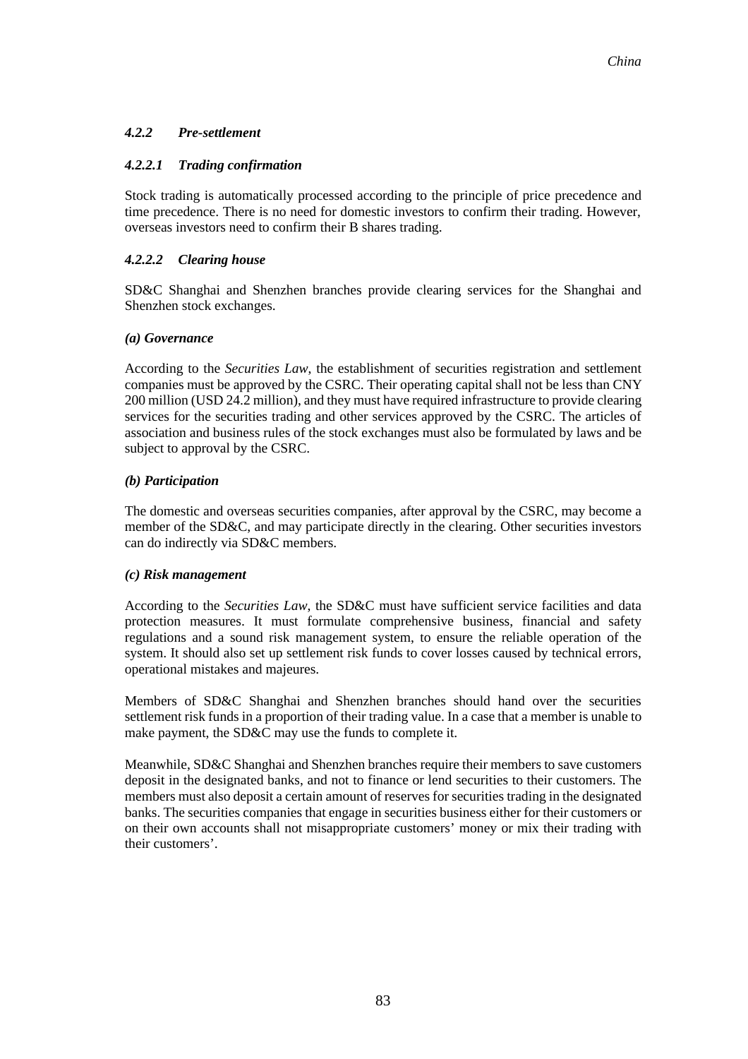#### *4.2.2 Pre-settlement*

##### *4.2.2.1 Trading confirmation*

Stock trading is automatically processed according to the principle of price precedence and time precedence. There is no need for domestic investors to confirm their trading. However, overseas investors need to confirm their B shares trading.

##### *4.2.2.2 Clearing house*

SD&C Shanghai and Shenzhen branches provide clearing services for the Shanghai and Shenzhen stock exchanges.

***(a) Governance***

According to the *Securities Law*, the establishment of securities registration and settlement companies must be approved by the CSRC. Their operating capital shall not be less than CNY 200 million (USD 24.2 million), and they must have required infrastructure to provide clearing services for the securities trading and other services approved by the CSRC. The articles of association and business rules of the stock exchanges must also be formulated by laws and be subject to approval by the CSRC.

***(b) Participation***

The domestic and overseas securities companies, after approval by the CSRC, may become a member of the SD&C, and may participate directly in the clearing. Other securities investors can do indirectly via SD&C members.

***(c) Risk management***

According to the *Securities Law*, the SD&C must have sufficient service facilities and data protection measures. It must formulate comprehensive business, financial and safety regulations and a sound risk management system, to ensure the reliable operation of the system. It should also set up settlement risk funds to cover losses caused by technical errors, operational mistakes and majeures.

Members of SD&C Shanghai and Shenzhen branches should hand over the securities settlement risk funds in a proportion of their trading value. In a case that a member is unable to make payment, the SD&C may use the funds to complete it.

Meanwhile, SD&C Shanghai and Shenzhen branches require their members to save customers deposit in the designated banks, and not to finance or lend securities to their customers. The members must also deposit a certain amount of reserves for securities trading in the designated banks. The securities companies that engage in securities business either for their customers or on their own accounts shall not misappropriate customers' money or mix their trading with their customers'.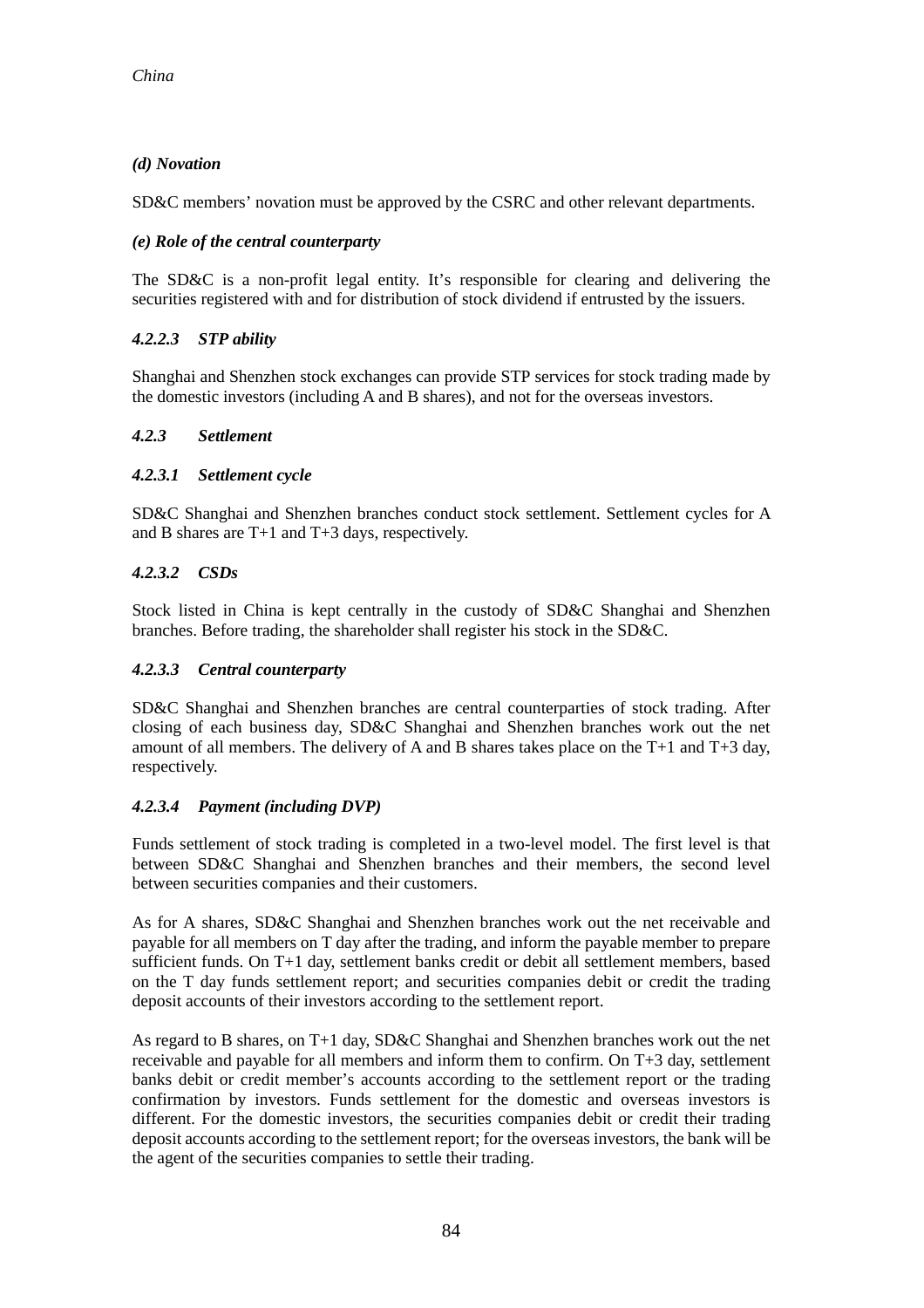*(d) Novation*

SD&C members' novation must be approved by the CSRC and other relevant departments.

*(e) Role of the central counterparty*

The SD&C is a non-profit legal entity. It's responsible for clearing and delivering the securities registered with and for distribution of stock dividend if entrusted by the issuers.

#### *4.2.2.3 STP ability*

Shanghai and Shenzhen stock exchanges can provide STP services for stock trading made by the domestic investors (including A and B shares), and not for the overseas investors.

### *4.2.3 Settlement*

#### *4.2.3.1 Settlement cycle*

SD&C Shanghai and Shenzhen branches conduct stock settlement. Settlement cycles for A and B shares are T+1 and T+3 days, respectively.

#### *4.2.3.2 CSDs*

Stock listed in China is kept centrally in the custody of SD&C Shanghai and Shenzhen branches. Before trading, the shareholder shall register his stock in the SD&C.

#### *4.2.3.3 Central counterparty*

SD&C Shanghai and Shenzhen branches are central counterparties of stock trading. After closing of each business day, SD&C Shanghai and Shenzhen branches work out the net amount of all members. The delivery of A and B shares takes place on the T+1 and T+3 day, respectively.

#### *4.2.3.4 Payment (including DVP)*

Funds settlement of stock trading is completed in a two-level model. The first level is that between SD&C Shanghai and Shenzhen branches and their members, the second level between securities companies and their customers.

As for A shares, SD&C Shanghai and Shenzhen branches work out the net receivable and payable for all members on T day after the trading, and inform the payable member to prepare sufficient funds. On T+1 day, settlement banks credit or debit all settlement members, based on the T day funds settlement report; and securities companies debit or credit the trading deposit accounts of their investors according to the settlement report.

As regard to B shares, on T+1 day, SD&C Shanghai and Shenzhen branches work out the net receivable and payable for all members and inform them to confirm. On T+3 day, settlement banks debit or credit member's accounts according to the settlement report or the trading confirmation by investors. Funds settlement for the domestic and overseas investors is different. For the domestic investors, the securities companies debit or credit their trading deposit accounts according to the settlement report; for the overseas investors, the bank will be the agent of the securities companies to settle their trading.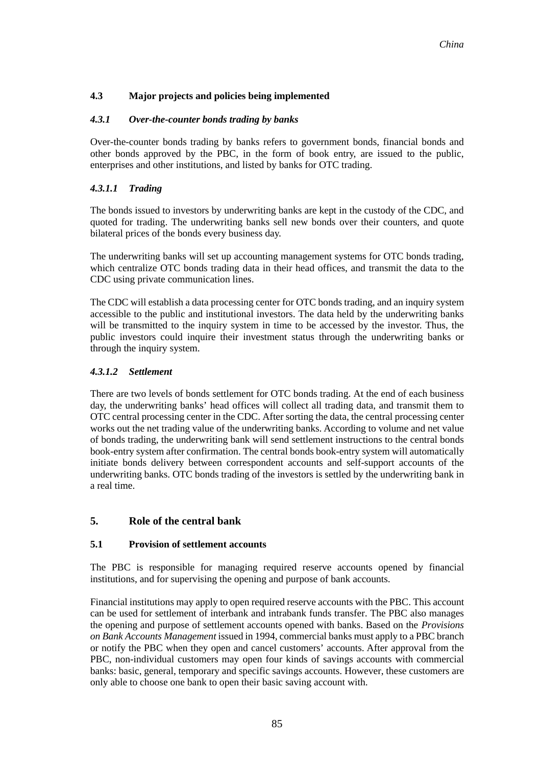### 4.3 Major projects and policies being implemented

#### *4.3.1 Over-the-counter bonds trading by banks*

Over-the-counter bonds trading by banks refers to government bonds, financial bonds and other bonds approved by the PBC, in the form of book entry, are issued to the public, enterprises and other institutions, and listed by banks for OTC trading.

#### *4.3.1.1 Trading*

The bonds issued to investors by underwriting banks are kept in the custody of the CDC, and quoted for trading. The underwriting banks sell new bonds over their counters, and quote bilateral prices of the bonds every business day.

The underwriting banks will set up accounting management systems for OTC bonds trading, which centralize OTC bonds trading data in their head offices, and transmit the data to the CDC using private communication lines.

The CDC will establish a data processing center for OTC bonds trading, and an inquiry system accessible to the public and institutional investors. The data held by the underwriting banks will be transmitted to the inquiry system in time to be accessed by the investor. Thus, the public investors could inquire their investment status through the underwriting banks or through the inquiry system.

#### *4.3.1.2 Settlement*

There are two levels of bonds settlement for OTC bonds trading. At the end of each business day, the underwriting banks' head offices will collect all trading data, and transmit them to OTC central processing center in the CDC. After sorting the data, the central processing center works out the net trading value of the underwriting banks. According to volume and net value of bonds trading, the underwriting bank will send settlement instructions to the central bonds book-entry system after confirmation. The central bonds book-entry system will automatically initiate bonds delivery between correspondent accounts and self-support accounts of the underwriting banks. OTC bonds trading of the investors is settled by the underwriting bank in a real time.

## 5. Role of the central bank

### 5.1 Provision of settlement accounts

The PBC is responsible for managing required reserve accounts opened by financial institutions, and for supervising the opening and purpose of bank accounts.

Financial institutions may apply to open required reserve accounts with the PBC. This account can be used for settlement of interbank and intrabank funds transfer. The PBC also manages the opening and purpose of settlement accounts opened with banks. Based on the *Provisions on Bank Accounts Management* issued in 1994, commercial banks must apply to a PBC branch or notify the PBC when they open and cancel customers' accounts. After approval from the PBC, non-individual customers may open four kinds of savings accounts with commercial banks: basic, general, temporary and specific savings accounts. However, these customers are only able to choose one bank to open their basic saving account with.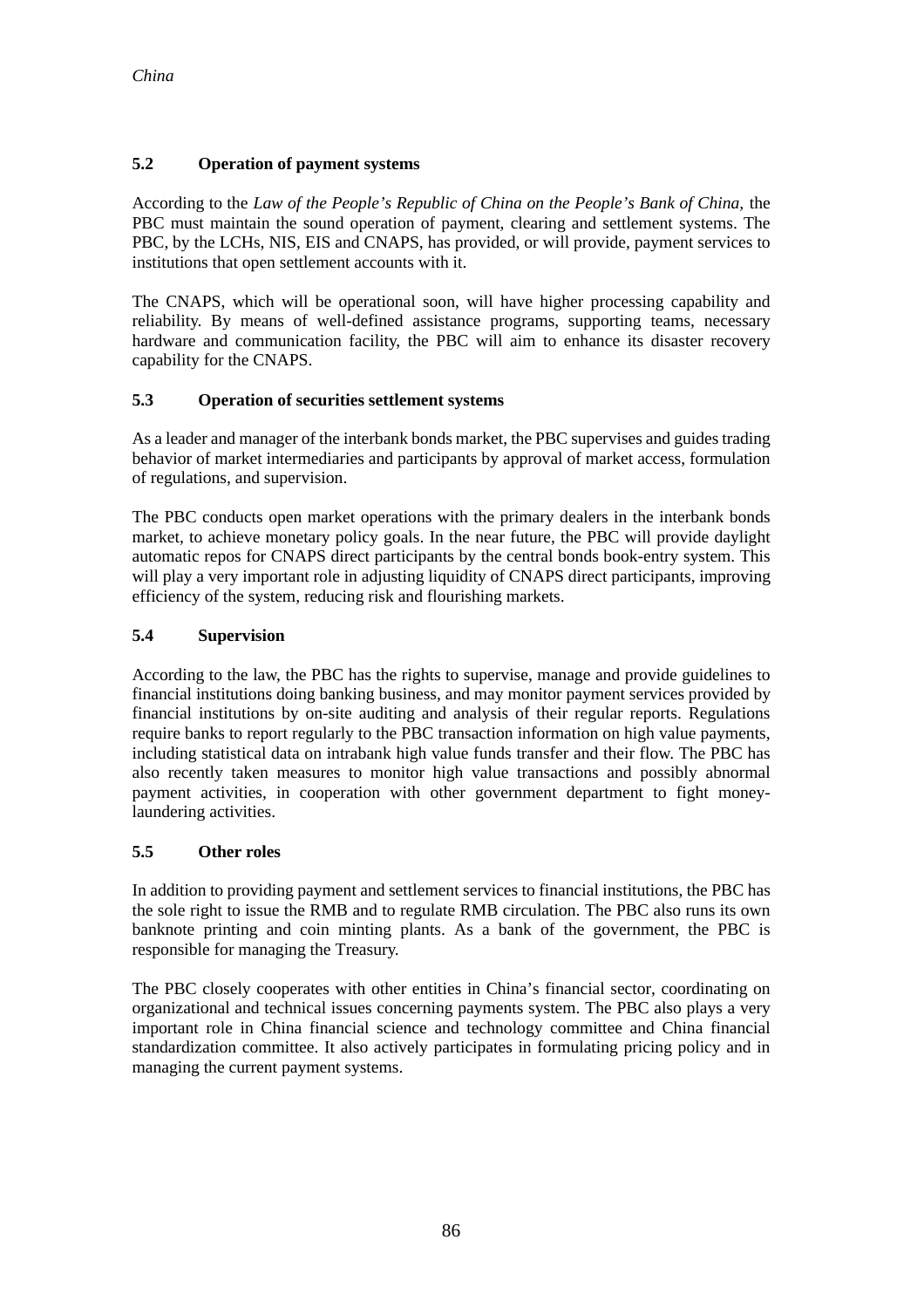### 5.2 Operation of payment systems

According to the *Law of the People's Republic of China on the People's Bank of China*, the PBC must maintain the sound operation of payment, clearing and settlement systems. The PBC, by the LCHs, NIS, EIS and CNAPS, has provided, or will provide, payment services to institutions that open settlement accounts with it.

The CNAPS, which will be operational soon, will have higher processing capability and reliability. By means of well-defined assistance programs, supporting teams, necessary hardware and communication facility, the PBC will aim to enhance its disaster recovery capability for the CNAPS.

### 5.3 Operation of securities settlement systems

As a leader and manager of the interbank bonds market, the PBC supervises and guides trading behavior of market intermediaries and participants by approval of market access, formulation of regulations, and supervision.

The PBC conducts open market operations with the primary dealers in the interbank bonds market, to achieve monetary policy goals. In the near future, the PBC will provide daylight automatic repos for CNAPS direct participants by the central bonds book-entry system. This will play a very important role in adjusting liquidity of CNAPS direct participants, improving efficiency of the system, reducing risk and flourishing markets.

### 5.4 Supervision

According to the law, the PBC has the rights to supervise, manage and provide guidelines to financial institutions doing banking business, and may monitor payment services provided by financial institutions by on-site auditing and analysis of their regular reports. Regulations require banks to report regularly to the PBC transaction information on high value payments, including statistical data on intrabank high value funds transfer and their flow. The PBC has also recently taken measures to monitor high value transactions and possibly abnormal payment activities, in cooperation with other government department to fight money-laundering activities.

### 5.5 Other roles

In addition to providing payment and settlement services to financial institutions, the PBC has the sole right to issue the RMB and to regulate RMB circulation. The PBC also runs its own banknote printing and coin minting plants. As a bank of the government, the PBC is responsible for managing the Treasury.

The PBC closely cooperates with other entities in China's financial sector, coordinating on organizational and technical issues concerning payments system. The PBC also plays a very important role in China financial science and technology committee and China financial standardization committee. It also actively participates in formulating pricing policy and in managing the current payment systems.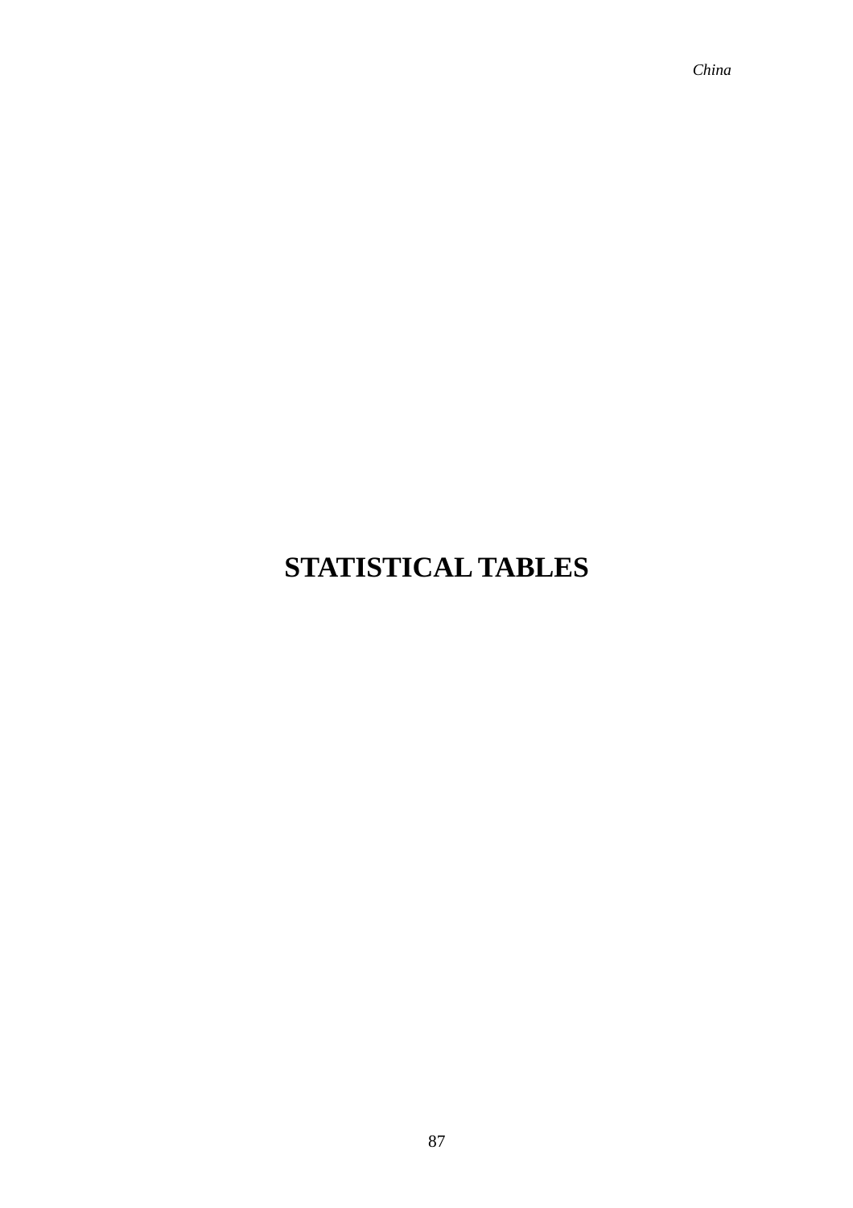# STATISTICAL TABLES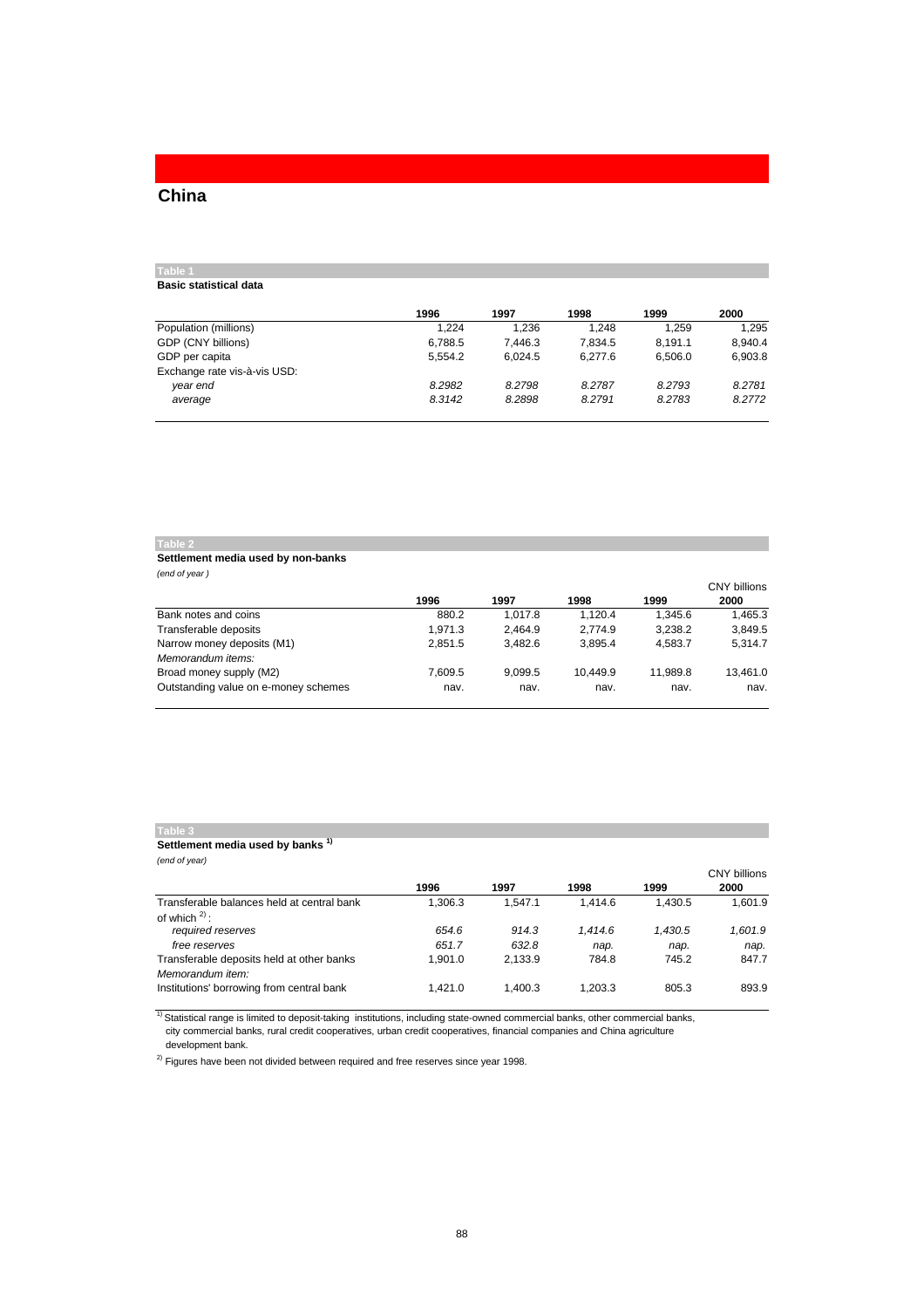# China

**Table 1**

**Basic statistical data**

| | 1996 | 1997 | 1998 | 1999 | 2000 |
|---|---|---|---|---|---|
| Population (millions) | 1,224 | 1,236 | 1,248 | 1,259 | 1,295 |
| GDP (CNY billions) | 6,788.5 | 7,446.3 | 7,834.5 | 8,191.1 | 8,940.4 |
| GDP per capita | 5,554.2 | 6,024.5 | 6,277.6 | 6,506.0 | 6,903.8 |
| Exchange rate vis-à-vis USD: | | | | | |
| *year end* | *8.2982* | *8.2798* | *8.2787* | *8.2793* | *8.2781* |
| *average* | *8.3142* | *8.2898* | *8.2791* | *8.2783* | *8.2772* |

**Table 2**

**Settlement media used by non-banks**

*(end of year )*

CNY billions

| | 1996 | 1997 | 1998 | 1999 | 2000 |
|---|---|---|---|---|---|
| Bank notes and coins | 880.2 | 1,017.8 | 1,120.4 | 1,345.6 | 1,465.3 |
| Transferable deposits | 1,971.3 | 2,464.9 | 2,774.9 | 3,238.2 | 3,849.5 |
| Narrow money deposits (M1) | 2,851.5 | 3,482.6 | 3,895.4 | 4,583.7 | 5,314.7 |
| *Memorandum items:* | | | | | |
| Broad money supply (M2) | 7,609.5 | 9,099.5 | 10,449.9 | 11,989.8 | 13,461.0 |
| Outstanding value on e-money schemes | nav. | nav. | nav. | nav. | nav. |

**Table 3**

**Settlement media used by banks** [1]

*(end of year)*

CNY billions

| | 1996 | 1997 | 1998 | 1999 | 2000 |
|---|---|---|---|---|---|
| Transferable balances held at central bank | 1,306.3 | 1,547.1 | 1,414.6 | 1,430.5 | 1,601.9 |
| of which [2]: | | | | | |
| *required reserves* | *654.6* | *914.3* | *1,414.6* | *1,430.5* | *1,601.9* |
| *free reserves* | *651.7* | *632.8* | *nap.* | *nap.* | *nap.* |
| Transferable deposits held at other banks | 1,901.0 | 2,133.9 | 784.8 | 745.2 | 847.7 |
| *Memorandum item:* | | | | | |
| Institutions' borrowing from central bank | 1,421.0 | 1,400.3 | 1,203.3 | 805.3 | 893.9 |

[1] Statistical range is limited to deposit-taking institutions, including state-owned commercial banks, other commercial banks, city commercial banks, rural credit cooperatives, urban credit cooperatives, financial companies and China agriculture development bank.

[2] Figures have been not divided between required and free reserves since year 1998.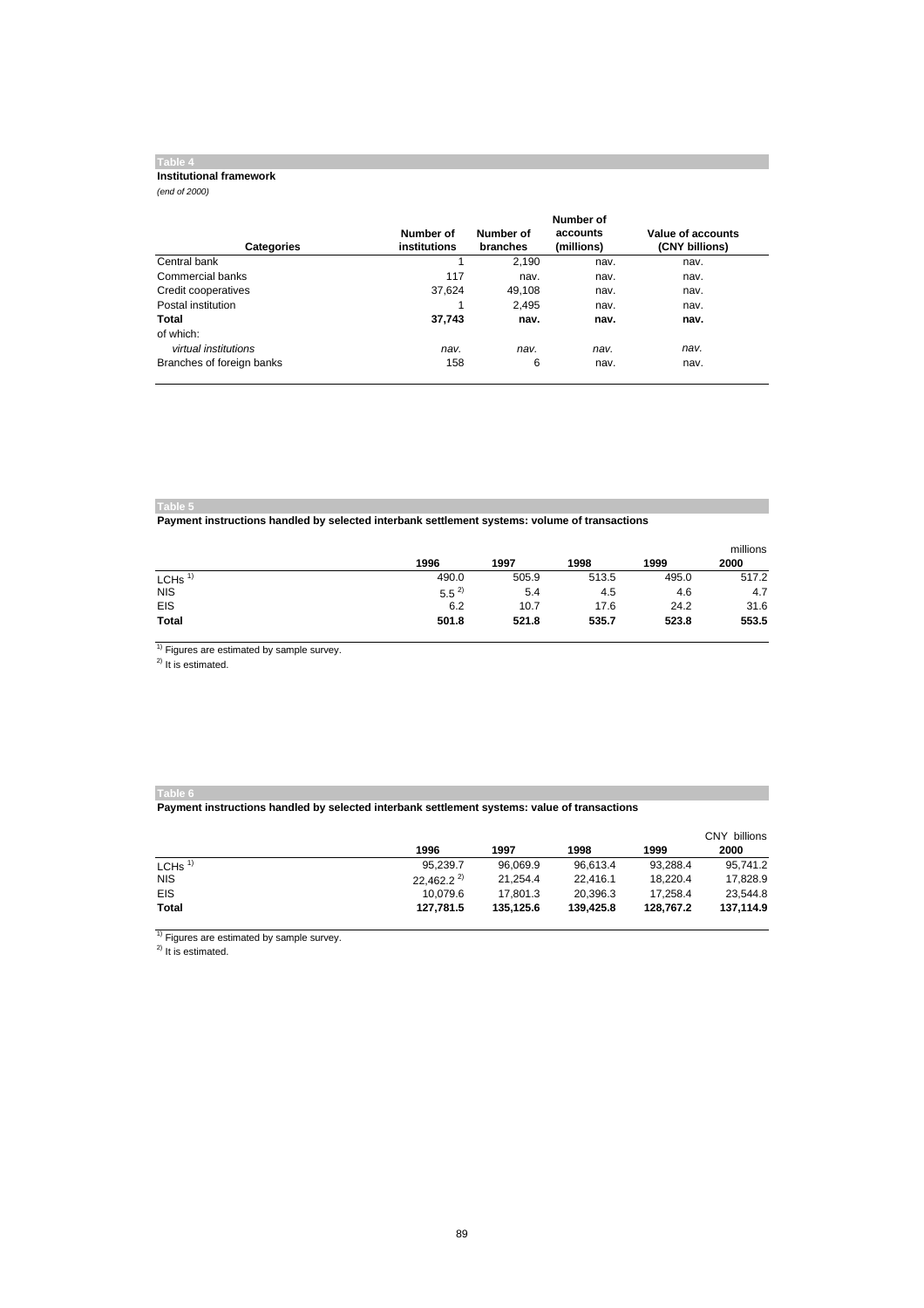**Table 4**

**Institutional framework**

*(end of 2000)*

| Categories | Number of institutions | Number of branches | Number of accounts (millions) | Value of accounts (CNY billions) |
|---|---|---|---|---|
| Central bank | 1 | 2,190 | nav. | nav. |
| Commercial banks | 117 | nav. | nav. | nav. |
| Credit cooperatives | 37,624 | 49,108 | nav. | nav. |
| Postal institution | 1 | 2,495 | nav. | nav. |
| **Total** | **37,743** | **nav.** | **nav.** | **nav.** |
| of which: | | | | |
| *virtual institutions* | *nav.* | *nav.* | *nav.* | *nav.* |
| Branches of foreign banks | 158 | 6 | nav. | nav. |

**Table 5**

**Payment instructions handled by selected interbank settlement systems: volume of transactions**

millions

| | 1996 | 1997 | 1998 | 1999 | 2000 |
|---|---|---|---|---|---|
| LCHs [1] | 490.0 | 505.9 | 513.5 | 495.0 | 517.2 |
| NIS | 5.5 [2] | 5.4 | 4.5 | 4.6 | 4.7 |
| EIS | 6.2 | 10.7 | 17.6 | 24.2 | 31.6 |
| **Total** | **501.8** | **521.8** | **535.7** | **523.8** | **553.5** |

[1] Figures are estimated by sample survey.
[2] It is estimated.

**Table 6**

**Payment instructions handled by selected interbank settlement systems: value of transactions**

CNY billions

| | 1996 | 1997 | 1998 | 1999 | 2000 |
|---|---|---|---|---|---|
| LCHs [1] | 95,239.7 | 96,069.9 | 96,613.4 | 93,288.4 | 95,741.2 |
| NIS | 22,462.2 [2] | 21,254.4 | 22,416.1 | 18,220.4 | 17,828.9 |
| EIS | 10,079.6 | 17,801.3 | 20,396.3 | 17,258.4 | 23,544.8 |
| **Total** | **127,781.5** | **135,125.6** | **139,425.8** | **128,767.2** | **137,114.9** |

[1] Figures are estimated by sample survey.
[2] It is estimated.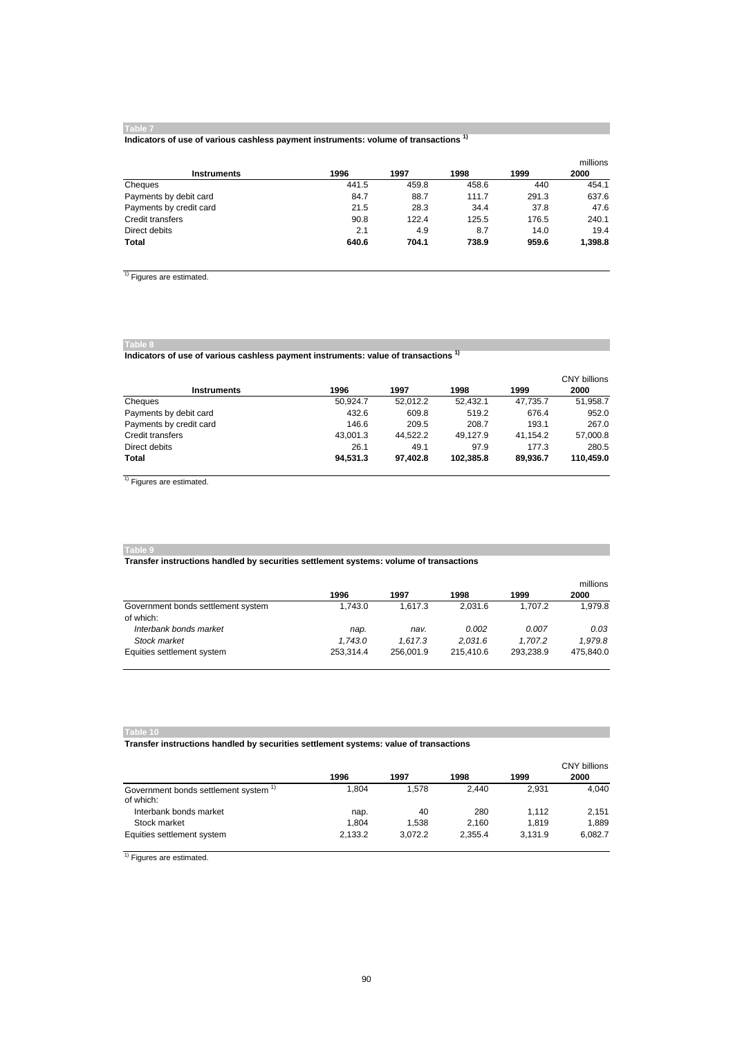**Table 7**

**Indicators of use of various cashless payment instruments: volume of transactions** [1]

| Instruments | 1996 | 1997 | 1998 | 1999 | millions 2000 |
|---|---|---|---|---|---|
| Cheques | 441.5 | 459.8 | 458.6 | 440 | 454.1 |
| Payments by debit card | 84.7 | 88.7 | 111.7 | 291.3 | 637.6 |
| Payments by credit card | 21.5 | 28.3 | 34.4 | 37.8 | 47.6 |
| Credit transfers | 90.8 | 122.4 | 125.5 | 176.5 | 240.1 |
| Direct debits | 2.1 | 4.9 | 8.7 | 14.0 | 19.4 |
| **Total** | **640.6** | **704.1** | **738.9** | **959.6** | **1,398.8** |

[1] Figures are estimated.

**Table 8**

**Indicators of use of various cashless payment instruments: value of transactions** [1]

| Instruments | 1996 | 1997 | 1998 | 1999 | CNY billions 2000 |
|---|---|---|---|---|---|
| Cheques | 50,924.7 | 52,012.2 | 52,432.1 | 47,735.7 | 51,958.7 |
| Payments by debit card | 432.6 | 609.8 | 519.2 | 676.4 | 952.0 |
| Payments by credit card | 146.6 | 209.5 | 208.7 | 193.1 | 267.0 |
| Credit transfers | 43,001.3 | 44,522.2 | 49,127.9 | 41,154.2 | 57,000.8 |
| Direct debits | 26.1 | 49.1 | 97.9 | 177.3 | 280.5 |
| **Total** | **94,531.3** | **97,402.8** | **102,385.8** | **89,936.7** | **110,459.0** |

[1] Figures are estimated.

**Table 9**

**Transfer instructions handled by securities settlement systems: volume of transactions**

| | 1996 | 1997 | 1998 | 1999 | millions 2000 |
|---|---|---|---|---|---|
| Government bonds settlement system | 1,743.0 | 1,617.3 | 2,031.6 | 1,707.2 | 1,979.8 |
| of which: | | | | | |
| *Interbank bonds market* | *nap.* | *nav.* | *0.002* | *0.007* | *0.03* |
| *Stock market* | *1,743.0* | *1,617.3* | *2,031.6* | *1,707.2* | *1,979.8* |
| Equities settlement system | 253,314.4 | 256,001.9 | 215,410.6 | 293,238.9 | 475,840.0 |

**Table 10**

**Transfer instructions handled by securities settlement systems: value of transactions**

| | 1996 | 1997 | 1998 | 1999 | CNY billions 2000 |
|---|---|---|---|---|---|
| Government bonds settlement system [1] | 1,804 | 1,578 | 2,440 | 2,931 | 4,040 |
| of which: | | | | | |
| Interbank bonds market | nap. | 40 | 280 | 1,112 | 2,151 |
| Stock market | 1,804 | 1,538 | 2,160 | 1,819 | 1,889 |
| Equities settlement system | 2,133.2 | 3,072.2 | 2,355.4 | 3,131.9 | 6,082.7 |

[1] Figures are estimated.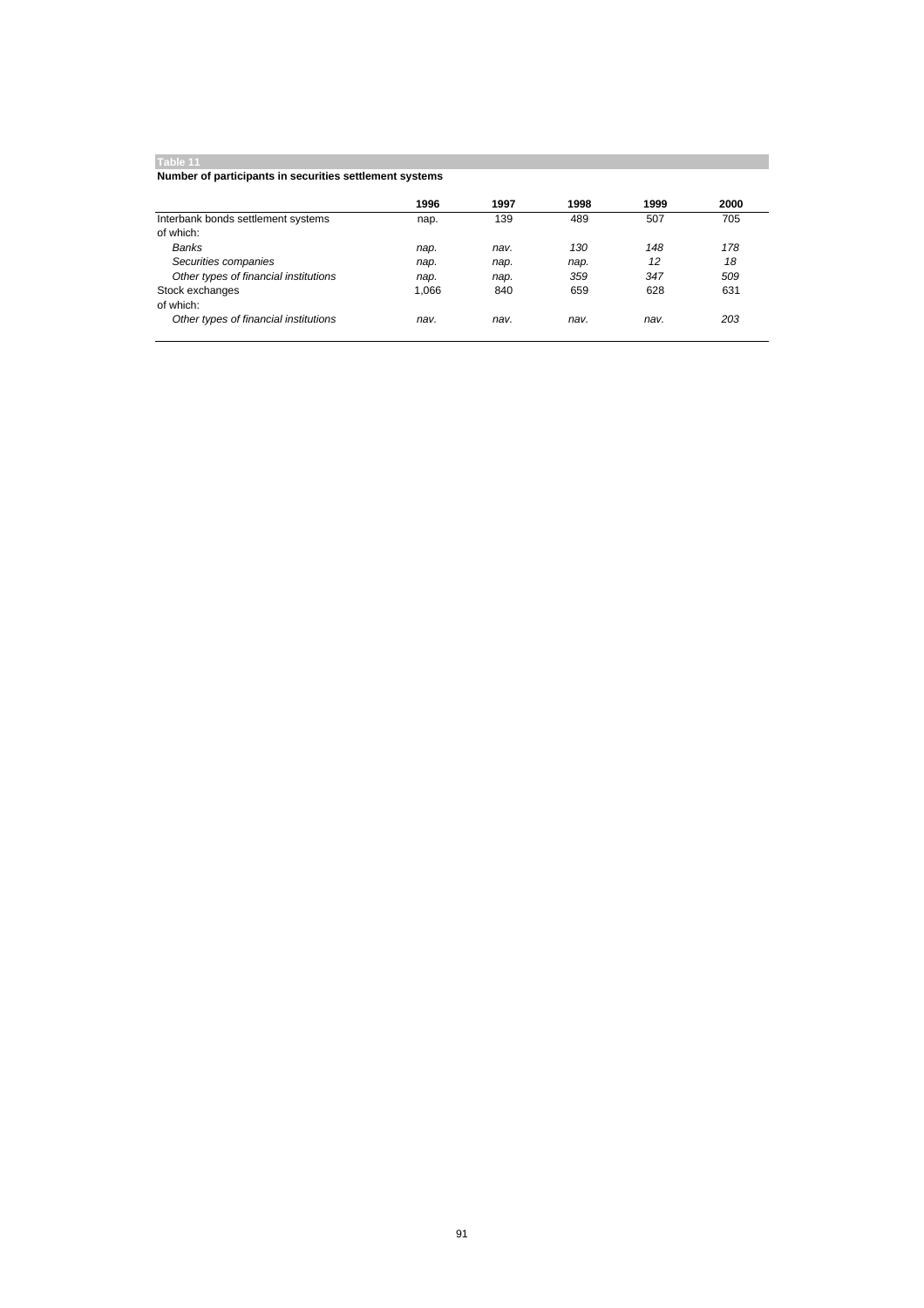**Table 11**

**Number of participants in securities settlement systems**

| | 1996 | 1997 | 1998 | 1999 | 2000 |
|---|---|---|---|---|---|
| Interbank bonds settlement systems | nap. | 139 | 489 | 507 | 705 |
| of which: | | | | | |
| *Banks* | *nap.* | *nav.* | *130* | *148* | *178* |
| *Securities companies* | *nap.* | *nap.* | *nap.* | *12* | *18* |
| *Other types of financial institutions* | *nap.* | *nap.* | *359* | *347* | *509* |
| Stock exchanges | 1,066 | 840 | 659 | 628 | 631 |
| of which: | | | | | |
| *Other types of financial institutions* | *nav.* | *nav.* | *nav.* | *nav.* | *203* |